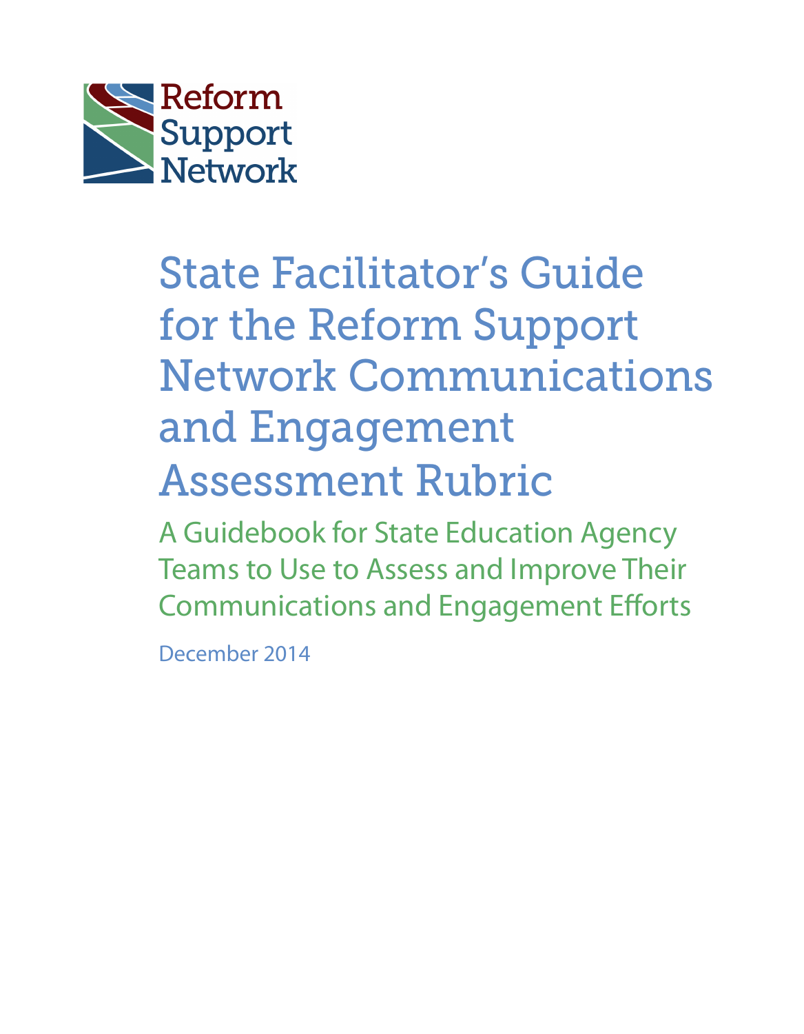Reform Support Network

# State Facilitator's Guide for the Reform Support Network Communications and Engagement Assessment Rubric

## A Guidebook for State Education Agency Teams to Use to Assess and Improve Their Communications and Engagement Efforts

December 2014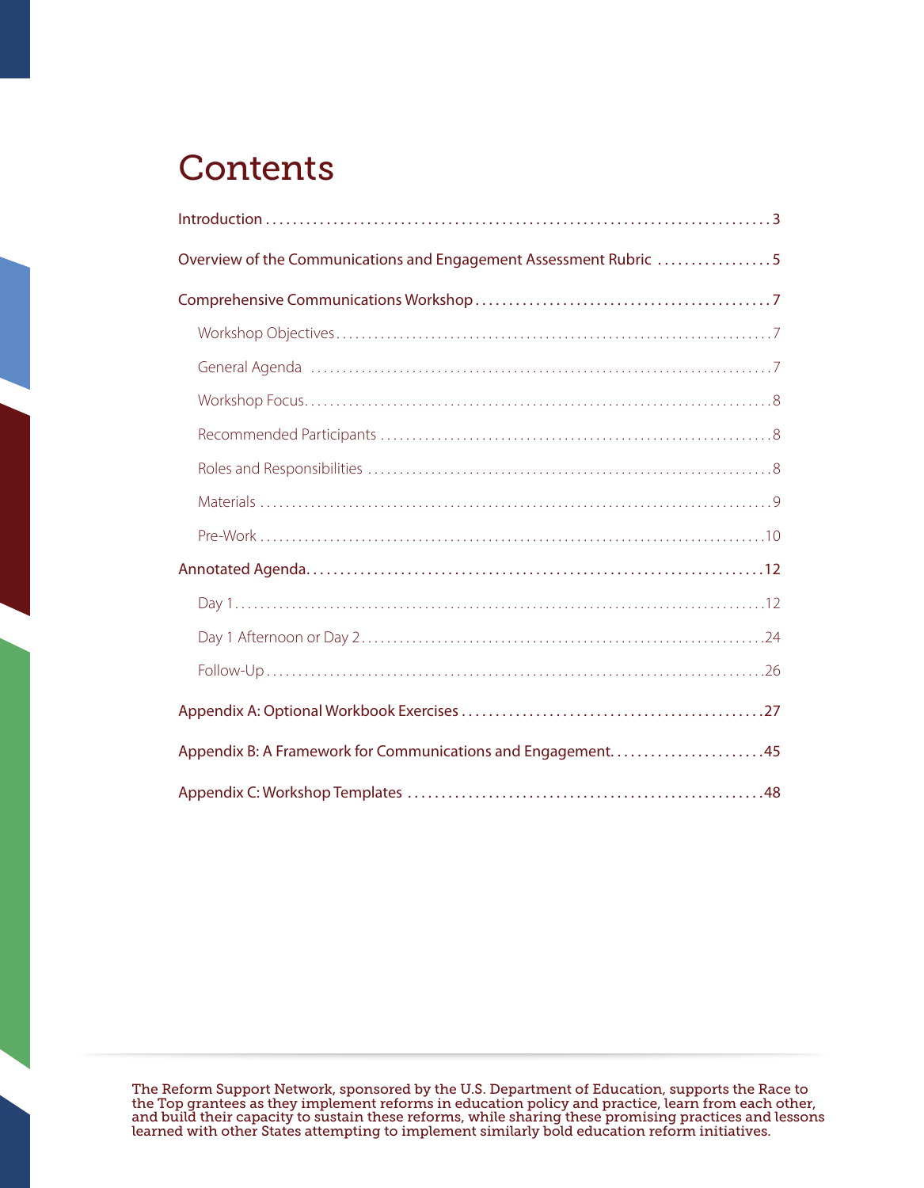# Contents

Introduction . . . . . . . . . . . . . . . . . . . . . . . . . . . . . . . . . . . . . . . . . . . . . . . . . . . . . . . . . . . . . . . . . . . . . . . . . 3

Overview of the Communications and Engagement Assessment Rubric . . . . . . . . . . . . . . . . . 5

Comprehensive Communications Workshop . . . . . . . . . . . . . . . . . . . . . . . . . . . . . . . . . . . . . . . . . . . 7

- Workshop Objectives . . . . . . . . . . . . . . . . . . . . . . . . . . . . . . . . . . . . . . . . . . . . . . . . . . . . . . . . . . . . . . . . . . . 7
- General Agenda . . . . . . . . . . . . . . . . . . . . . . . . . . . . . . . . . . . . . . . . . . . . . . . . . . . . . . . . . . . . . . . . . . . . . . . 7
- Workshop Focus . . . . . . . . . . . . . . . . . . . . . . . . . . . . . . . . . . . . . . . . . . . . . . . . . . . . . . . . . . . . . . . . . . . . . . . 8
- Recommended Participants . . . . . . . . . . . . . . . . . . . . . . . . . . . . . . . . . . . . . . . . . . . . . . . . . . . . . . . . . . . 8
- Roles and Responsibilities . . . . . . . . . . . . . . . . . . . . . . . . . . . . . . . . . . . . . . . . . . . . . . . . . . . . . . . . . . . . . 8
- Materials . . . . . . . . . . . . . . . . . . . . . . . . . . . . . . . . . . . . . . . . . . . . . . . . . . . . . . . . . . . . . . . . . . . . . . . . . . . . . . . 9
- Pre-Work . . . . . . . . . . . . . . . . . . . . . . . . . . . . . . . . . . . . . . . . . . . . . . . . . . . . . . . . . . . . . . . . . . . . . . . . . . . . . 10

Annotated Agenda . . . . . . . . . . . . . . . . . . . . . . . . . . . . . . . . . . . . . . . . . . . . . . . . . . . . . . . . . . . . . . . . . . . . 12

- Day 1 . . . . . . . . . . . . . . . . . . . . . . . . . . . . . . . . . . . . . . . . . . . . . . . . . . . . . . . . . . . . . . . . . . . . . . . . . . . . . . . . . 12
- Day 1 Afternoon or Day 2 . . . . . . . . . . . . . . . . . . . . . . . . . . . . . . . . . . . . . . . . . . . . . . . . . . . . . . . . . . . . . . 24
- Follow-Up . . . . . . . . . . . . . . . . . . . . . . . . . . . . . . . . . . . . . . . . . . . . . . . . . . . . . . . . . . . . . . . . . . . . . . . . . . . . . 26

Appendix A: Optional Workbook Exercises . . . . . . . . . . . . . . . . . . . . . . . . . . . . . . . . . . . . . . . . . . . . . 27

Appendix B: A Framework for Communications and Engagement . . . . . . . . . . . . . . . . . . . . . . . 45

Appendix C: Workshop Templates . . . . . . . . . . . . . . . . . . . . . . . . . . . . . . . . . . . . . . . . . . . . . . . . . . . . . . 48

The Reform Support Network, sponsored by the U.S. Department of Education, supports the Race to the Top grantees as they implement reforms in education policy and practice, learn from each other, and build their capacity to sustain these reforms, while sharing these promising practices and lessons learned with other States attempting to implement similarly bold education reform initiatives.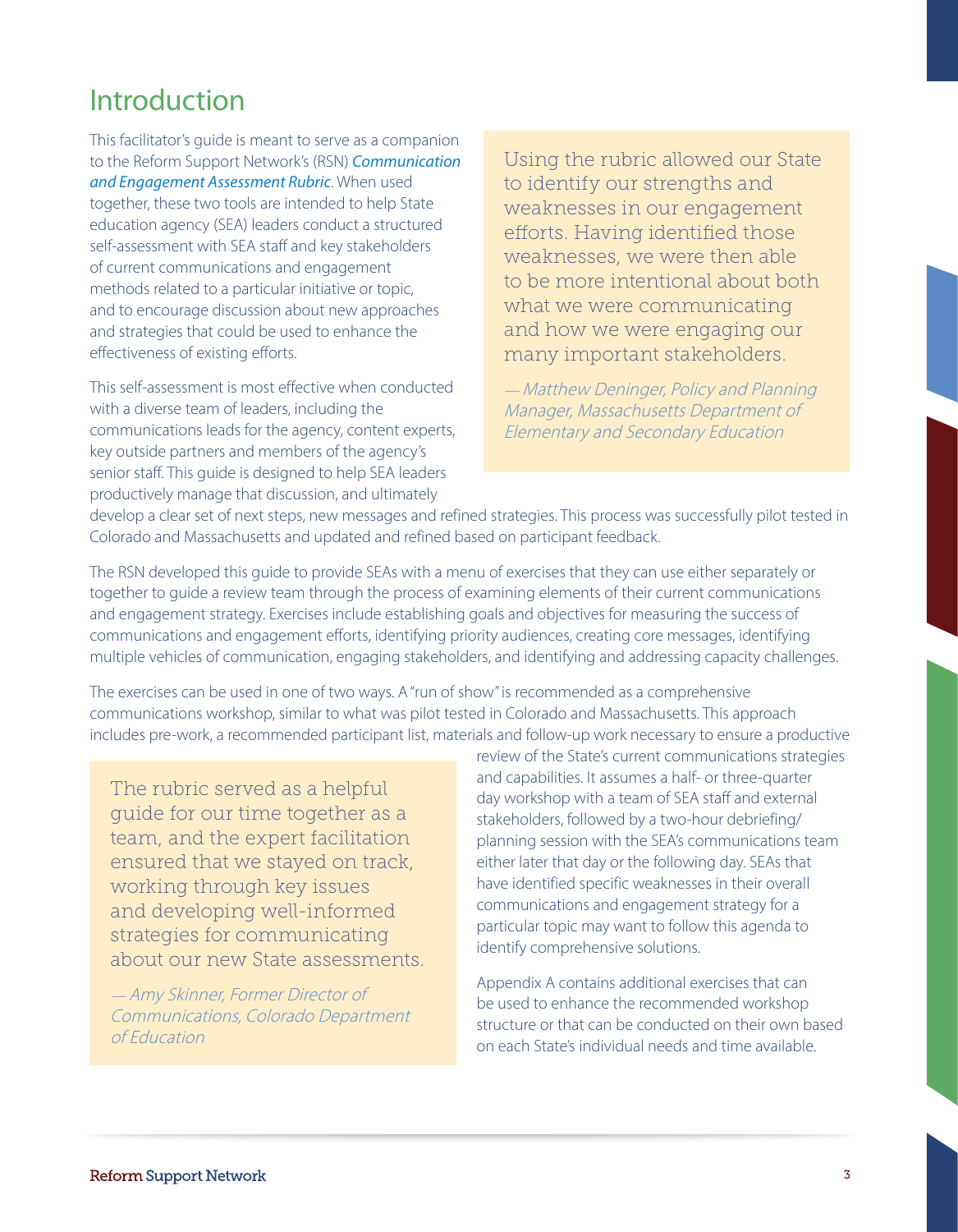# Introduction

This facilitator's guide is meant to serve as a companion to the Reform Support Network's (RSN) ***Communication and Engagement Assessment Rubric***. When used together, these two tools are intended to help State education agency (SEA) leaders conduct a structured self-assessment with SEA staff and key stakeholders of current communications and engagement methods related to a particular initiative or topic, and to encourage discussion about new approaches and strategies that could be used to enhance the effectiveness of existing efforts.

> Using the rubric allowed our State to identify our strengths and weaknesses in our engagement efforts. Having identified those weaknesses, we were then able to be more intentional about both what we were communicating and how we were engaging our many important stakeholders.
>
> *— Matthew Deninger, Policy and Planning Manager, Massachusetts Department of Elementary and Secondary Education*

This self-assessment is most effective when conducted with a diverse team of leaders, including the communications leads for the agency, content experts, key outside partners and members of the agency's senior staff. This guide is designed to help SEA leaders productively manage that discussion, and ultimately develop a clear set of next steps, new messages and refined strategies. This process was successfully pilot tested in Colorado and Massachusetts and updated and refined based on participant feedback.

The RSN developed this guide to provide SEAs with a menu of exercises that they can use either separately or together to guide a review team through the process of examining elements of their current communications and engagement strategy. Exercises include establishing goals and objectives for measuring the success of communications and engagement efforts, identifying priority audiences, creating core messages, identifying multiple vehicles of communication, engaging stakeholders, and identifying and addressing capacity challenges.

The exercises can be used in one of two ways. A "run of show" is recommended as a comprehensive communications workshop, similar to what was pilot tested in Colorado and Massachusetts. This approach includes pre-work, a recommended participant list, materials and follow-up work necessary to ensure a productive review of the State's current communications strategies and capabilities. It assumes a half- or three-quarter day workshop with a team of SEA staff and external stakeholders, followed by a two-hour debriefing/planning session with the SEA's communications team either later that day or the following day. SEAs that have identified specific weaknesses in their overall communications and engagement strategy for a particular topic may want to follow this agenda to identify comprehensive solutions.

> The rubric served as a helpful guide for our time together as a team, and the expert facilitation ensured that we stayed on track, working through key issues and developing well-informed strategies for communicating about our new State assessments.
>
> *— Amy Skinner, Former Director of Communications, Colorado Department of Education*

Appendix A contains additional exercises that can be used to enhance the recommended workshop structure or that can be conducted on their own based on each State's individual needs and time available.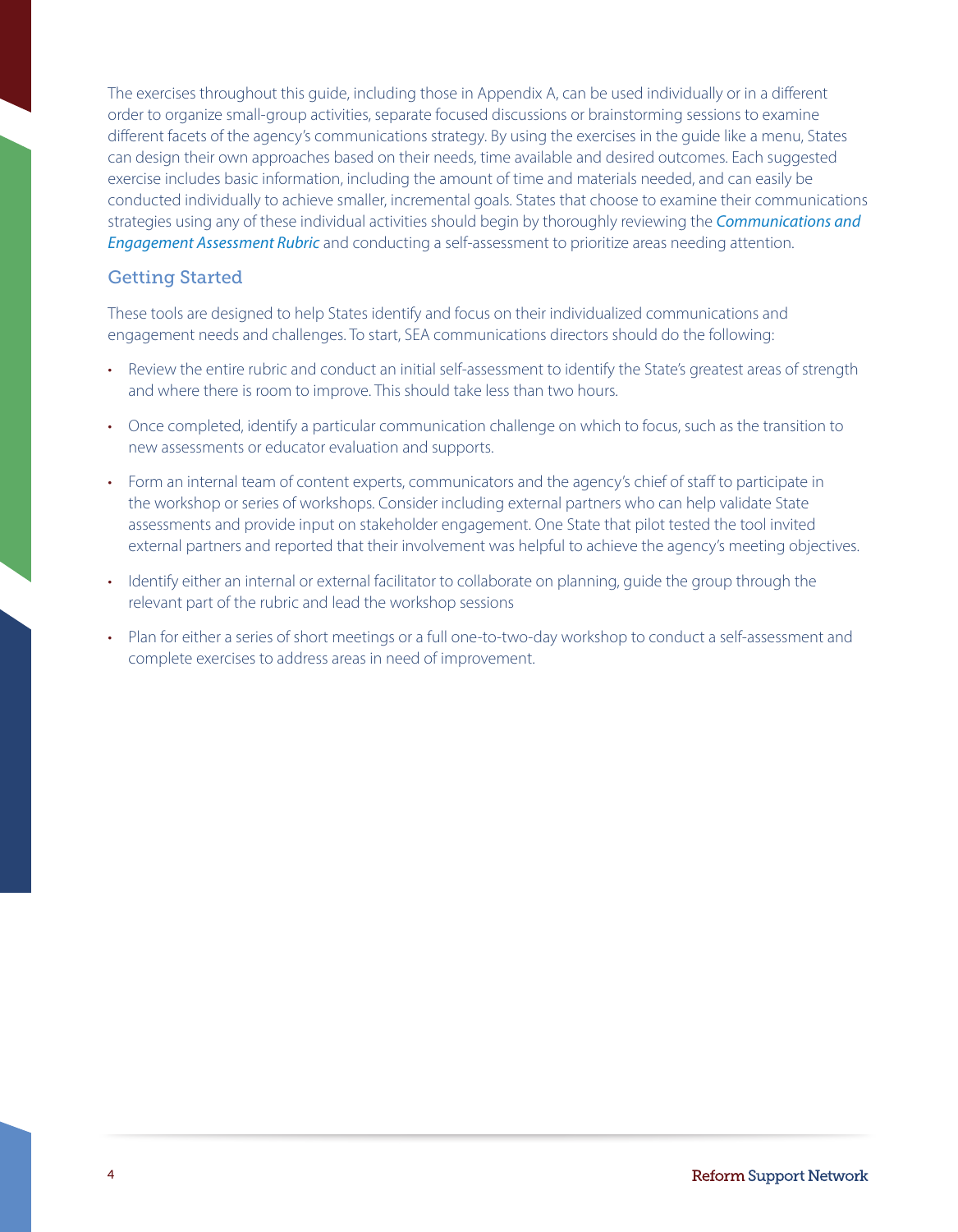The exercises throughout this guide, including those in Appendix A, can be used individually or in a different order to organize small-group activities, separate focused discussions or brainstorming sessions to examine different facets of the agency's communications strategy. By using the exercises in the guide like a menu, States can design their own approaches based on their needs, time available and desired outcomes. Each suggested exercise includes basic information, including the amount of time and materials needed, and can easily be conducted individually to achieve smaller, incremental goals. States that choose to examine their communications strategies using any of these individual activities should begin by thoroughly reviewing the *Communications and Engagement Assessment Rubric* and conducting a self-assessment to prioritize areas needing attention.

## Getting Started

These tools are designed to help States identify and focus on their individualized communications and engagement needs and challenges. To start, SEA communications directors should do the following:

- Review the entire rubric and conduct an initial self-assessment to identify the State's greatest areas of strength and where there is room to improve. This should take less than two hours.
- Once completed, identify a particular communication challenge on which to focus, such as the transition to new assessments or educator evaluation and supports.
- Form an internal team of content experts, communicators and the agency's chief of staff to participate in the workshop or series of workshops. Consider including external partners who can help validate State assessments and provide input on stakeholder engagement. One State that pilot tested the tool invited external partners and reported that their involvement was helpful to achieve the agency's meeting objectives.
- Identify either an internal or external facilitator to collaborate on planning, guide the group through the relevant part of the rubric and lead the workshop sessions
- Plan for either a series of short meetings or a full one-to-two-day workshop to conduct a self-assessment and complete exercises to address areas in need of improvement.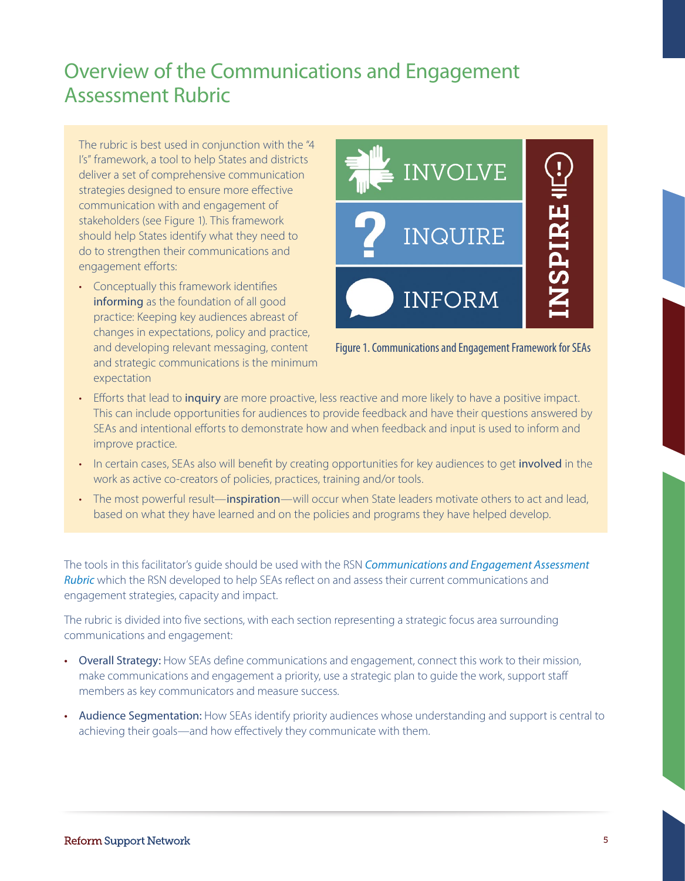# Overview of the Communications and Engagement Assessment Rubric

The rubric is best used in conjunction with the "4 I's" framework, a tool to help States and districts deliver a set of comprehensive communication strategies designed to ensure more effective communication with and engagement of stakeholders (see Figure 1). This framework should help States identify what they need to do to strengthen their communications and engagement efforts:

- Conceptually this framework identifies **informing** as the foundation of all good practice: Keeping key audiences abreast of changes in expectations, policy and practice, and developing relevant messaging, content and strategic communications is the minimum expectation
- Efforts that lead to **inquiry** are more proactive, less reactive and more likely to have a positive impact. This can include opportunities for audiences to provide feedback and have their questions answered by SEAs and intentional efforts to demonstrate how and when feedback and input is used to inform and improve practice.
- In certain cases, SEAs also will benefit by creating opportunities for key audiences to get **involved** in the work as active co-creators of policies, practices, training and/or tools.
- The most powerful result—**inspiration**—will occur when State leaders motivate others to act and lead, based on what they have learned and on the policies and programs they have helped develop.

INVOLVE

INQUIRE

INFORM

INSPIRE

Figure 1. Communications and Engagement Framework for SEAs

The tools in this facilitator's guide should be used with the RSN ***Communications and Engagement Assessment Rubric*** which the RSN developed to help SEAs reflect on and assess their current communications and engagement strategies, capacity and impact.

The rubric is divided into five sections, with each section representing a strategic focus area surrounding communications and engagement:

- **Overall Strategy:** How SEAs define communications and engagement, connect this work to their mission, make communications and engagement a priority, use a strategic plan to guide the work, support staff members as key communicators and measure success.
- **Audience Segmentation:** How SEAs identify priority audiences whose understanding and support is central to achieving their goals—and how effectively they communicate with them.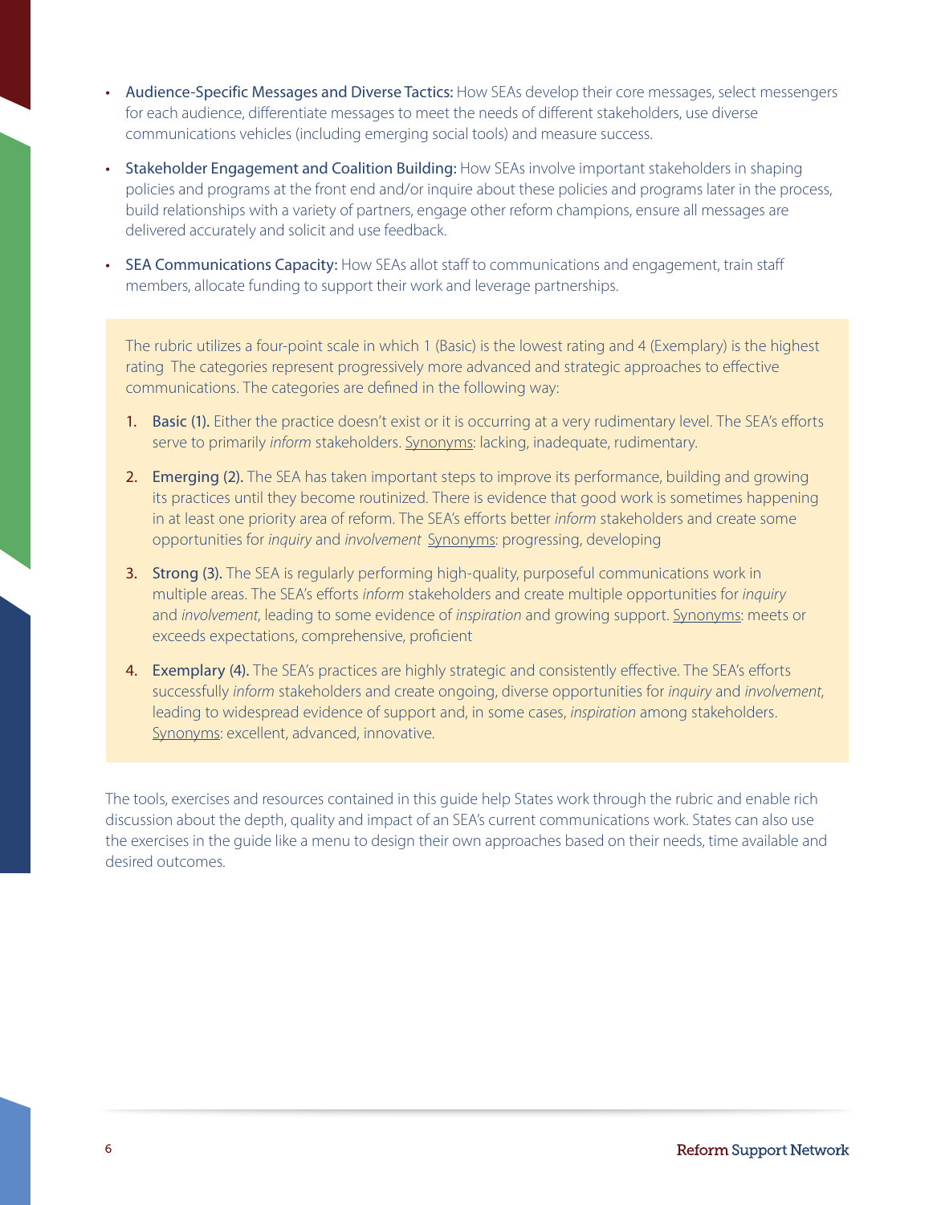- **Audience-Specific Messages and Diverse Tactics:** How SEAs develop their core messages, select messengers for each audience, differentiate messages to meet the needs of different stakeholders, use diverse communications vehicles (including emerging social tools) and measure success.
- **Stakeholder Engagement and Coalition Building:** How SEAs involve important stakeholders in shaping policies and programs at the front end and/or inquire about these policies and programs later in the process, build relationships with a variety of partners, engage other reform champions, ensure all messages are delivered accurately and solicit and use feedback.
- **SEA Communications Capacity:** How SEAs allot staff to communications and engagement, train staff members, allocate funding to support their work and leverage partnerships.

The rubric utilizes a four-point scale in which 1 (Basic) is the lowest rating and 4 (Exemplary) is the highest rating The categories represent progressively more advanced and strategic approaches to effective communications. The categories are defined in the following way:

1. **Basic (1).** Either the practice doesn't exist or it is occurring at a very rudimentary level. The SEA's efforts serve to primarily *inform* stakeholders. Synonyms: lacking, inadequate, rudimentary.
2. **Emerging (2).** The SEA has taken important steps to improve its performance, building and growing its practices until they become routinized. There is evidence that good work is sometimes happening in at least one priority area of reform. The SEA's efforts better *inform* stakeholders and create some opportunities for *inquiry* and *involvement* Synonyms: progressing, developing
3. **Strong (3).** The SEA is regularly performing high-quality, purposeful communications work in multiple areas. The SEA's efforts *inform* stakeholders and create multiple opportunities for *inquiry* and *involvement*, leading to some evidence of *inspiration* and growing support. Synonyms: meets or exceeds expectations, comprehensive, proficient
4. **Exemplary (4).** The SEA's practices are highly strategic and consistently effective. The SEA's efforts successfully *inform* stakeholders and create ongoing, diverse opportunities for *inquiry* and *involvement*, leading to widespread evidence of support and, in some cases, *inspiration* among stakeholders. Synonyms: excellent, advanced, innovative.

The tools, exercises and resources contained in this guide help States work through the rubric and enable rich discussion about the depth, quality and impact of an SEA's current communications work. States can also use the exercises in the guide like a menu to design their own approaches based on their needs, time available and desired outcomes.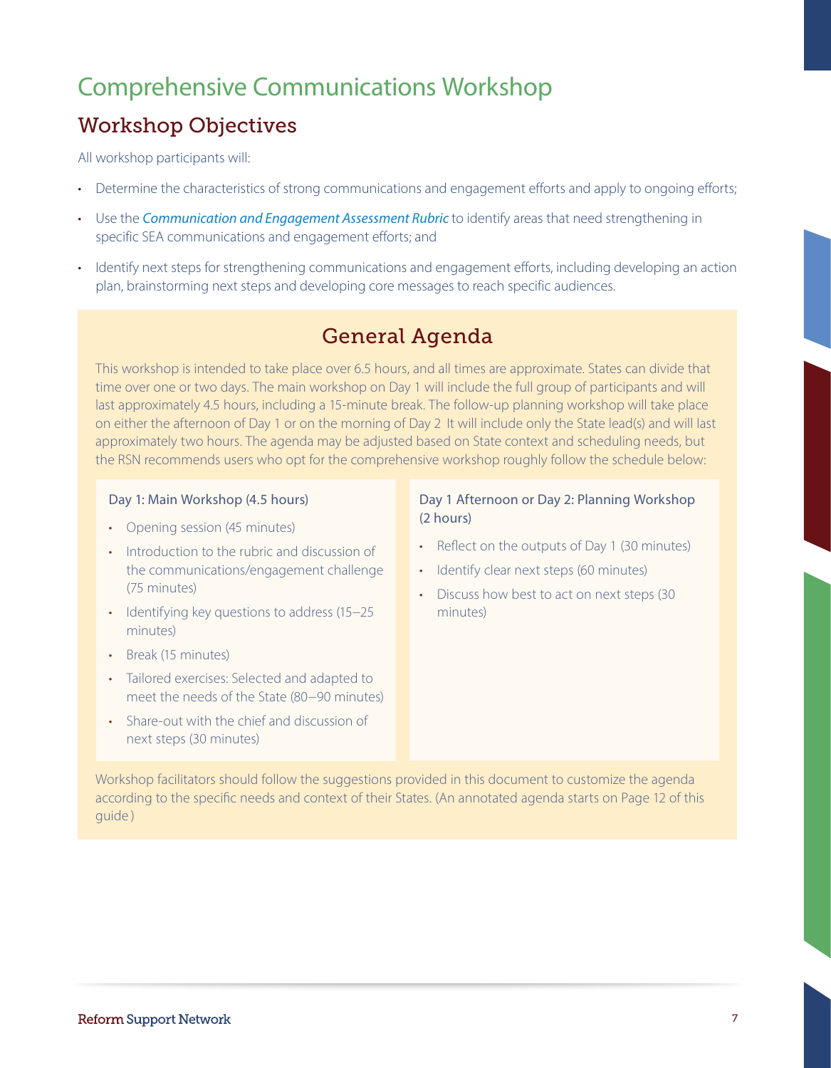# Comprehensive Communications Workshop

## Workshop Objectives

All workshop participants will:

- Determine the characteristics of strong communications and engagement efforts and apply to ongoing efforts;
- Use the *Communication and Engagement Assessment Rubric* to identify areas that need strengthening in specific SEA communications and engagement efforts; and
- Identify next steps for strengthening communications and engagement efforts, including developing an action plan, brainstorming next steps and developing core messages to reach specific audiences.

## General Agenda

This workshop is intended to take place over 6.5 hours, and all times are approximate. States can divide that time over one or two days. The main workshop on Day 1 will include the full group of participants and will last approximately 4.5 hours, including a 15-minute break. The follow-up planning workshop will take place on either the afternoon of Day 1 or on the morning of Day 2 It will include only the State lead(s) and will last approximately two hours. The agenda may be adjusted based on State context and scheduling needs, but the RSN recommends users who opt for the comprehensive workshop roughly follow the schedule below:

Day 1: Main Workshop (4.5 hours)

- Opening session (45 minutes)
- Introduction to the rubric and discussion of the communications/engagement challenge (75 minutes)
- Identifying key questions to address (15–25 minutes)
- Break (15 minutes)
- Tailored exercises: Selected and adapted to meet the needs of the State (80–90 minutes)
- Share-out with the chief and discussion of next steps (30 minutes)

Day 1 Afternoon or Day 2: Planning Workshop (2 hours)

- Reflect on the outputs of Day 1 (30 minutes)
- Identify clear next steps (60 minutes)
- Discuss how best to act on next steps (30 minutes)

Workshop facilitators should follow the suggestions provided in this document to customize the agenda according to the specific needs and context of their States. (An annotated agenda starts on Page 12 of this guide )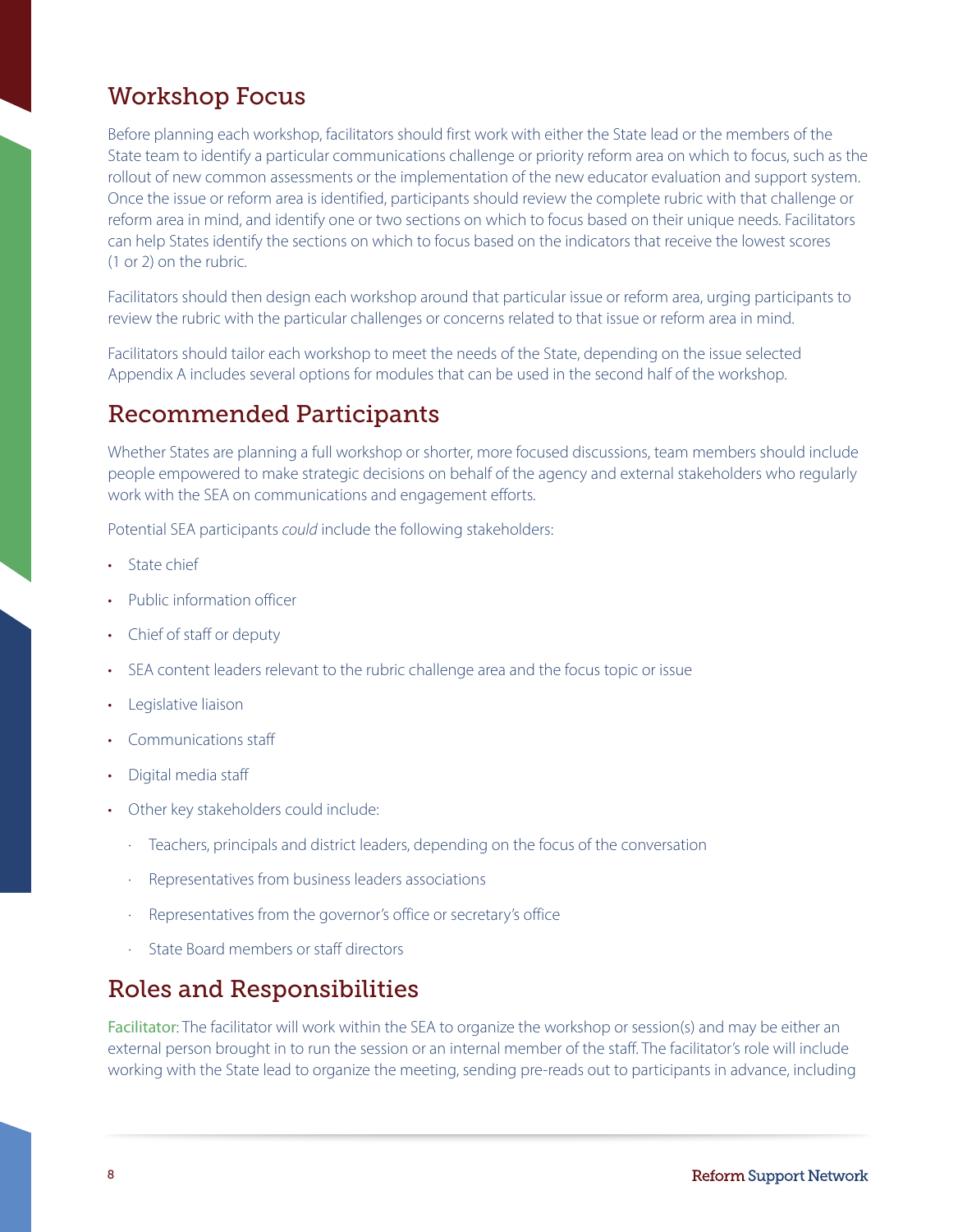## Workshop Focus

Before planning each workshop, facilitators should first work with either the State lead or the members of the State team to identify a particular communications challenge or priority reform area on which to focus, such as the rollout of new common assessments or the implementation of the new educator evaluation and support system. Once the issue or reform area is identified, participants should review the complete rubric with that challenge or reform area in mind, and identify one or two sections on which to focus based on their unique needs. Facilitators can help States identify the sections on which to focus based on the indicators that receive the lowest scores (1 or 2) on the rubric.

Facilitators should then design each workshop around that particular issue or reform area, urging participants to review the rubric with the particular challenges or concerns related to that issue or reform area in mind.

Facilitators should tailor each workshop to meet the needs of the State, depending on the issue selected Appendix A includes several options for modules that can be used in the second half of the workshop.

## Recommended Participants

Whether States are planning a full workshop or shorter, more focused discussions, team members should include people empowered to make strategic decisions on behalf of the agency and external stakeholders who regularly work with the SEA on communications and engagement efforts.

Potential SEA participants *could* include the following stakeholders:

- State chief
- Public information officer
- Chief of staff or deputy
- SEA content leaders relevant to the rubric challenge area and the focus topic or issue
- Legislative liaison
- Communications staff
- Digital media staff
- Other key stakeholders could include:
  - Teachers, principals and district leaders, depending on the focus of the conversation
  - Representatives from business leaders associations
  - Representatives from the governor's office or secretary's office
  - State Board members or staff directors

## Roles and Responsibilities

Facilitator: The facilitator will work within the SEA to organize the workshop or session(s) and may be either an external person brought in to run the session or an internal member of the staff. The facilitator's role will include working with the State lead to organize the meeting, sending pre-reads out to participants in advance, including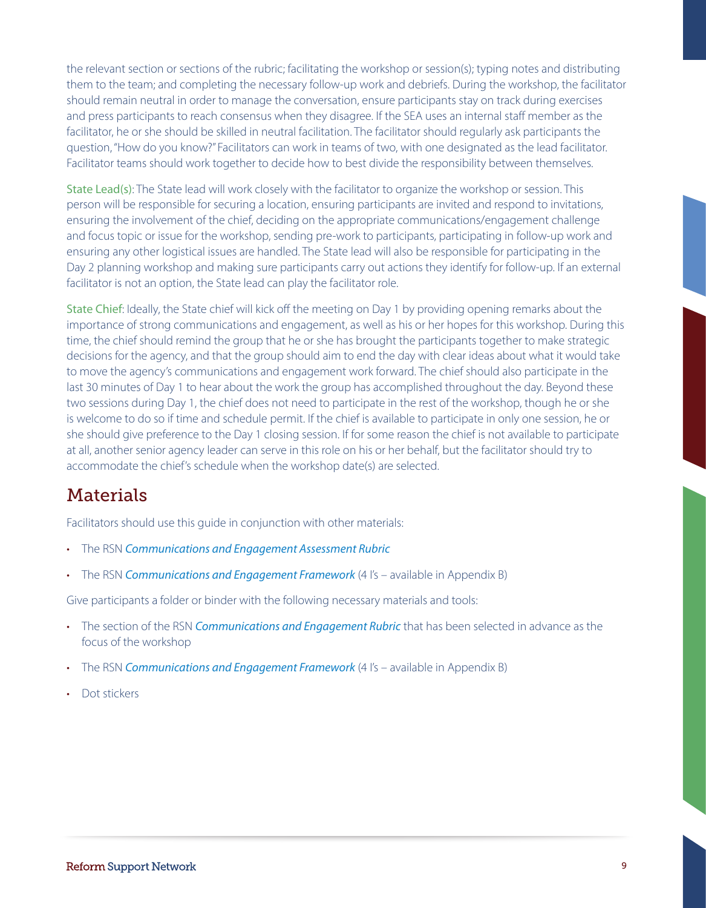the relevant section or sections of the rubric; facilitating the workshop or session(s); typing notes and distributing them to the team; and completing the necessary follow-up work and debriefs. During the workshop, the facilitator should remain neutral in order to manage the conversation, ensure participants stay on track during exercises and press participants to reach consensus when they disagree. If the SEA uses an internal staff member as the facilitator, he or she should be skilled in neutral facilitation. The facilitator should regularly ask participants the question, "How do you know?" Facilitators can work in teams of two, with one designated as the lead facilitator. Facilitator teams should work together to decide how to best divide the responsibility between themselves.

State Lead(s): The State lead will work closely with the facilitator to organize the workshop or session. This person will be responsible for securing a location, ensuring participants are invited and respond to invitations, ensuring the involvement of the chief, deciding on the appropriate communications/engagement challenge and focus topic or issue for the workshop, sending pre-work to participants, participating in follow-up work and ensuring any other logistical issues are handled. The State lead will also be responsible for participating in the Day 2 planning workshop and making sure participants carry out actions they identify for follow-up. If an external facilitator is not an option, the State lead can play the facilitator role.

State Chief: Ideally, the State chief will kick off the meeting on Day 1 by providing opening remarks about the importance of strong communications and engagement, as well as his or her hopes for this workshop. During this time, the chief should remind the group that he or she has brought the participants together to make strategic decisions for the agency, and that the group should aim to end the day with clear ideas about what it would take to move the agency's communications and engagement work forward. The chief should also participate in the last 30 minutes of Day 1 to hear about the work the group has accomplished throughout the day. Beyond these two sessions during Day 1, the chief does not need to participate in the rest of the workshop, though he or she is welcome to do so if time and schedule permit. If the chief is available to participate in only one session, he or she should give preference to the Day 1 closing session. If for some reason the chief is not available to participate at all, another senior agency leader can serve in this role on his or her behalf, but the facilitator should try to accommodate the chief's schedule when the workshop date(s) are selected.

## Materials

Facilitators should use this guide in conjunction with other materials:

- The RSN *Communications and Engagement Assessment Rubric*
- The RSN *Communications and Engagement Framework* (4 I's – available in Appendix B)

Give participants a folder or binder with the following necessary materials and tools:

- The section of the RSN *Communications and Engagement Rubric* that has been selected in advance as the focus of the workshop
- The RSN *Communications and Engagement Framework* (4 I's – available in Appendix B)
- Dot stickers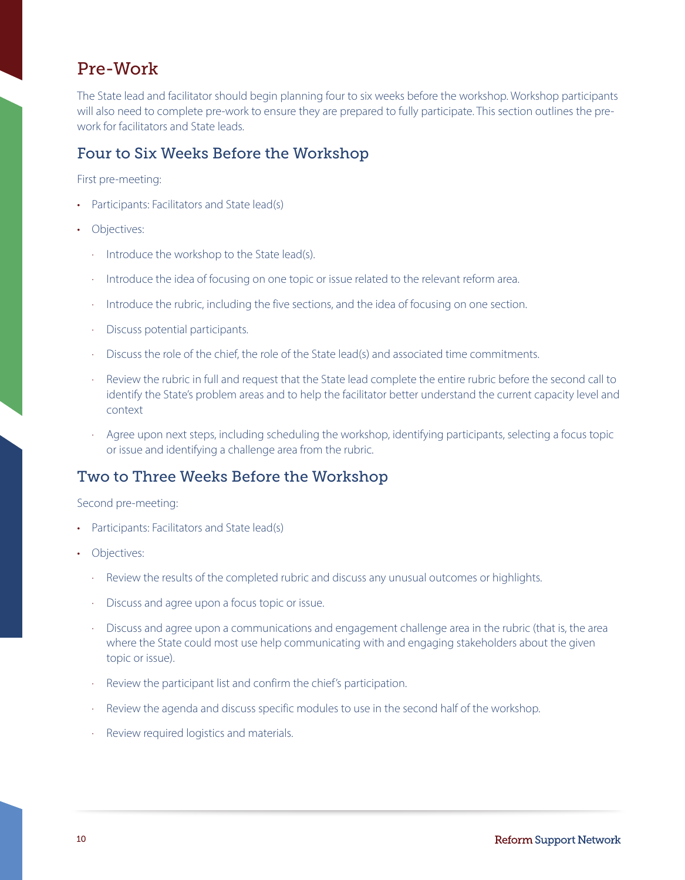## Pre-Work

The State lead and facilitator should begin planning four to six weeks before the workshop. Workshop participants will also need to complete pre-work to ensure they are prepared to fully participate. This section outlines the pre-work for facilitators and State leads.

### Four to Six Weeks Before the Workshop

First pre-meeting:

- Participants: Facilitators and State lead(s)
- Objectives:
  - Introduce the workshop to the State lead(s).
  - Introduce the idea of focusing on one topic or issue related to the relevant reform area.
  - Introduce the rubric, including the five sections, and the idea of focusing on one section.
  - Discuss potential participants.
  - Discuss the role of the chief, the role of the State lead(s) and associated time commitments.
  - Review the rubric in full and request that the State lead complete the entire rubric before the second call to identify the State's problem areas and to help the facilitator better understand the current capacity level and context
  - Agree upon next steps, including scheduling the workshop, identifying participants, selecting a focus topic or issue and identifying a challenge area from the rubric.

### Two to Three Weeks Before the Workshop

Second pre-meeting:

- Participants: Facilitators and State lead(s)
- Objectives:
  - Review the results of the completed rubric and discuss any unusual outcomes or highlights.
  - Discuss and agree upon a focus topic or issue.
  - Discuss and agree upon a communications and engagement challenge area in the rubric (that is, the area where the State could most use help communicating with and engaging stakeholders about the given topic or issue).
  - Review the participant list and confirm the chief's participation.
  - Review the agenda and discuss specific modules to use in the second half of the workshop.
  - Review required logistics and materials.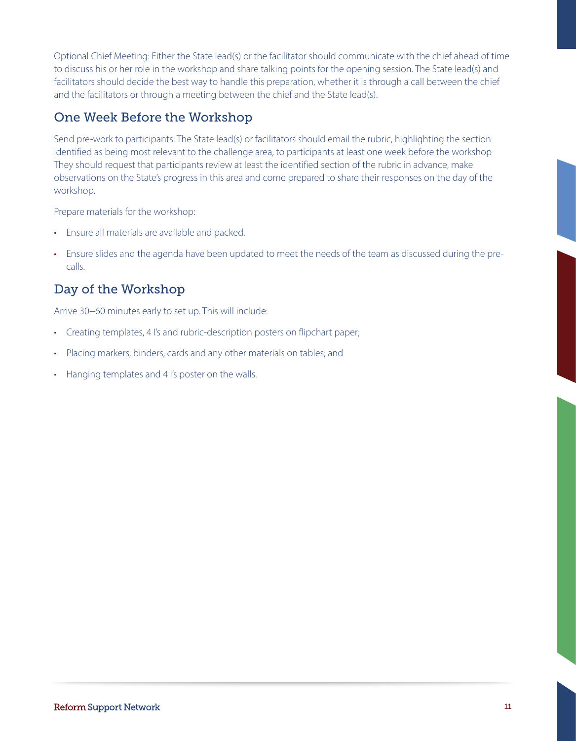Optional Chief Meeting: Either the State lead(s) or the facilitator should communicate with the chief ahead of time to discuss his or her role in the workshop and share talking points for the opening session. The State lead(s) and facilitators should decide the best way to handle this preparation, whether it is through a call between the chief and the facilitators or through a meeting between the chief and the State lead(s).

## One Week Before the Workshop

Send pre-work to participants: The State lead(s) or facilitators should email the rubric, highlighting the section identified as being most relevant to the challenge area, to participants at least one week before the workshop They should request that participants review at least the identified section of the rubric in advance, make observations on the State's progress in this area and come prepared to share their responses on the day of the workshop.

Prepare materials for the workshop:

- Ensure all materials are available and packed.
- Ensure slides and the agenda have been updated to meet the needs of the team as discussed during the pre-calls.

## Day of the Workshop

Arrive 30–60 minutes early to set up. This will include:

- Creating templates, 4 I's and rubric-description posters on flipchart paper;
- Placing markers, binders, cards and any other materials on tables; and
- Hanging templates and 4 I's poster on the walls.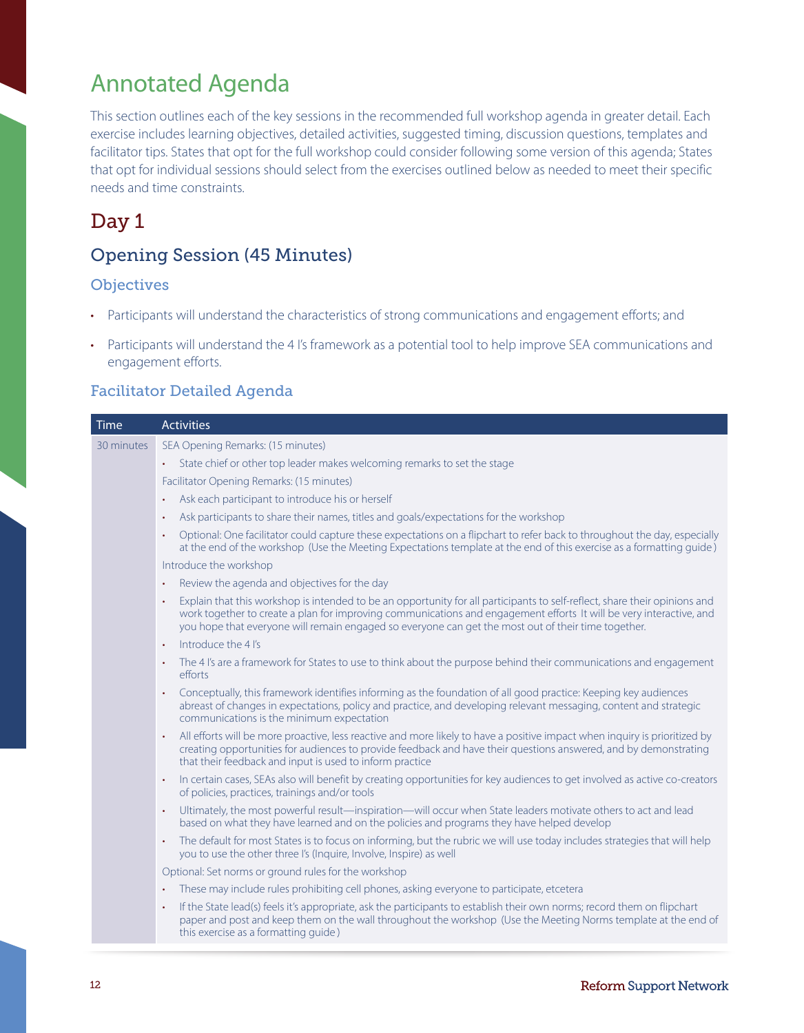# Annotated Agenda

This section outlines each of the key sessions in the recommended full workshop agenda in greater detail. Each exercise includes learning objectives, detailed activities, suggested timing, discussion questions, templates and facilitator tips. States that opt for the full workshop could consider following some version of this agenda; States that opt for individual sessions should select from the exercises outlined below as needed to meet their specific needs and time constraints.

## Day 1

### Opening Session (45 Minutes)

#### Objectives

- Participants will understand the characteristics of strong communications and engagement efforts; and
- Participants will understand the 4 I's framework as a potential tool to help improve SEA communications and engagement efforts.

#### Facilitator Detailed Agenda

| Time | Activities |
|---|---|
| 30 minutes | SEA Opening Remarks: (15 minutes)<br>• State chief or other top leader makes welcoming remarks to set the stage<br>Facilitator Opening Remarks: (15 minutes)<br>• Ask each participant to introduce his or herself<br>• Ask participants to share their names, titles and goals/expectations for the workshop<br>• Optional: One facilitator could capture these expectations on a flipchart to refer back to throughout the day, especially at the end of the workshop (Use the Meeting Expectations template at the end of this exercise as a formatting guide)<br>Introduce the workshop<br>• Review the agenda and objectives for the day<br>• Explain that this workshop is intended to be an opportunity for all participants to self-reflect, share their opinions and work together to create a plan for improving communications and engagement efforts It will be very interactive, and you hope that everyone will remain engaged so everyone can get the most out of their time together.<br>• Introduce the 4 I's<br>• The 4 I's are a framework for States to use to think about the purpose behind their communications and engagement efforts<br>• Conceptually, this framework identifies informing as the foundation of all good practice: Keeping key audiences abreast of changes in expectations, policy and practice, and developing relevant messaging, content and strategic communications is the minimum expectation<br>• All efforts will be more proactive, less reactive and more likely to have a positive impact when inquiry is prioritized by creating opportunities for audiences to provide feedback and have their questions answered, and by demonstrating that their feedback and input is used to inform practice<br>• In certain cases, SEAs also will benefit by creating opportunities for key audiences to get involved as active co-creators of policies, practices, trainings and/or tools<br>• Ultimately, the most powerful result—inspiration—will occur when State leaders motivate others to act and lead based on what they have learned and on the policies and programs they have helped develop<br>• The default for most States is to focus on informing, but the rubric we will use today includes strategies that will help you to use the other three I's (Inquire, Involve, Inspire) as well<br>Optional: Set norms or ground rules for the workshop<br>• These may include rules prohibiting cell phones, asking everyone to participate, etcetera<br>• If the State lead(s) feels it's appropriate, ask the participants to establish their own norms; record them on flipchart paper and post and keep them on the wall throughout the workshop (Use the Meeting Norms template at the end of this exercise as a formatting guide) |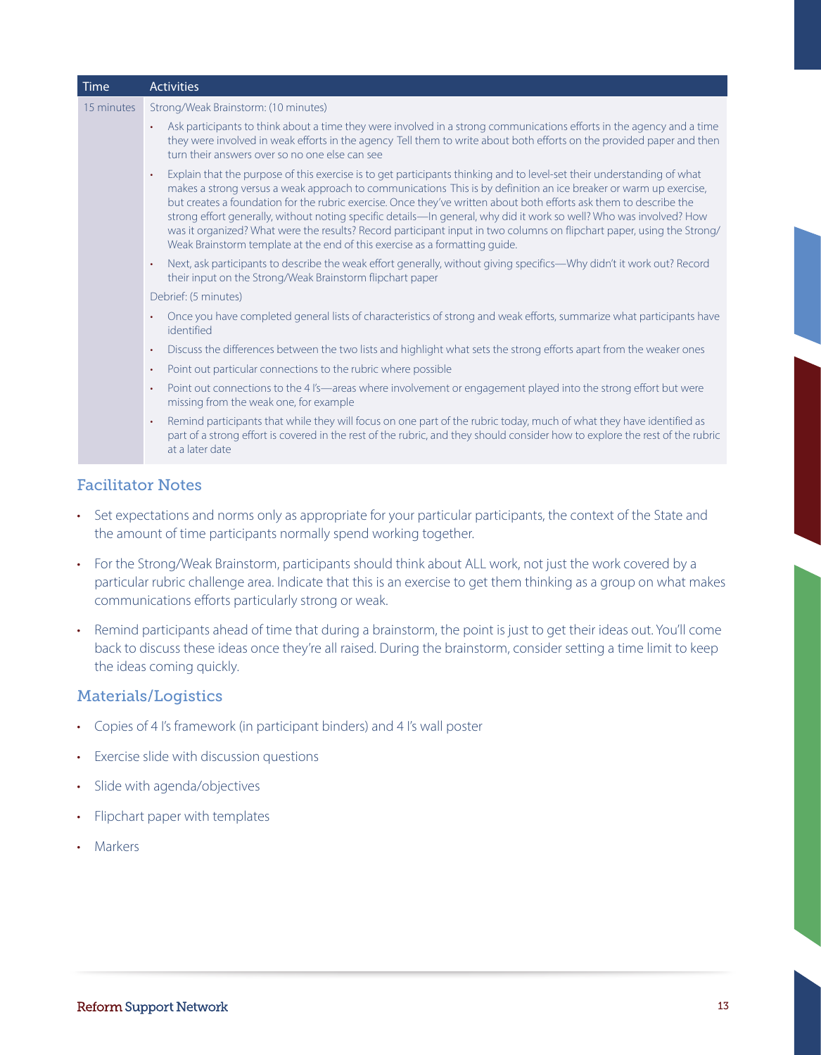| Time | Activities |
| --- | --- |
| 15 minutes | Strong/Weak Brainstorm: (10 minutes)<br>• Ask participants to think about a time they were involved in a strong communications efforts in the agency and a time they were involved in weak efforts in the agency Tell them to write about both efforts on the provided paper and then turn their answers over so no one else can see<br>• Explain that the purpose of this exercise is to get participants thinking and to level-set their understanding of what makes a strong versus a weak approach to communications This is by definition an ice breaker or warm up exercise, but creates a foundation for the rubric exercise. Once they've written about both efforts ask them to describe the strong effort generally, without noting specific details—In general, why did it work so well? Who was involved? How was it organized? What were the results? Record participant input in two columns on flipchart paper, using the Strong/Weak Brainstorm template at the end of this exercise as a formatting guide.<br>• Next, ask participants to describe the weak effort generally, without giving specifics—Why didn't it work out? Record their input on the Strong/Weak Brainstorm flipchart paper<br>Debrief: (5 minutes)<br>• Once you have completed general lists of characteristics of strong and weak efforts, summarize what participants have identified<br>• Discuss the differences between the two lists and highlight what sets the strong efforts apart from the weaker ones<br>• Point out particular connections to the rubric where possible<br>• Point out connections to the 4 I's—areas where involvement or engagement played into the strong effort but were missing from the weak one, for example<br>• Remind participants that while they will focus on one part of the rubric today, much of what they have identified as part of a strong effort is covered in the rest of the rubric, and they should consider how to explore the rest of the rubric at a later date |

## Facilitator Notes

- Set expectations and norms only as appropriate for your particular participants, the context of the State and the amount of time participants normally spend working together.
- For the Strong/Weak Brainstorm, participants should think about ALL work, not just the work covered by a particular rubric challenge area. Indicate that this is an exercise to get them thinking as a group on what makes communications efforts particularly strong or weak.
- Remind participants ahead of time that during a brainstorm, the point is just to get their ideas out. You'll come back to discuss these ideas once they're all raised. During the brainstorm, consider setting a time limit to keep the ideas coming quickly.

## Materials/Logistics

- Copies of 4 I's framework (in participant binders) and 4 I's wall poster
- Exercise slide with discussion questions
- Slide with agenda/objectives
- Flipchart paper with templates
- Markers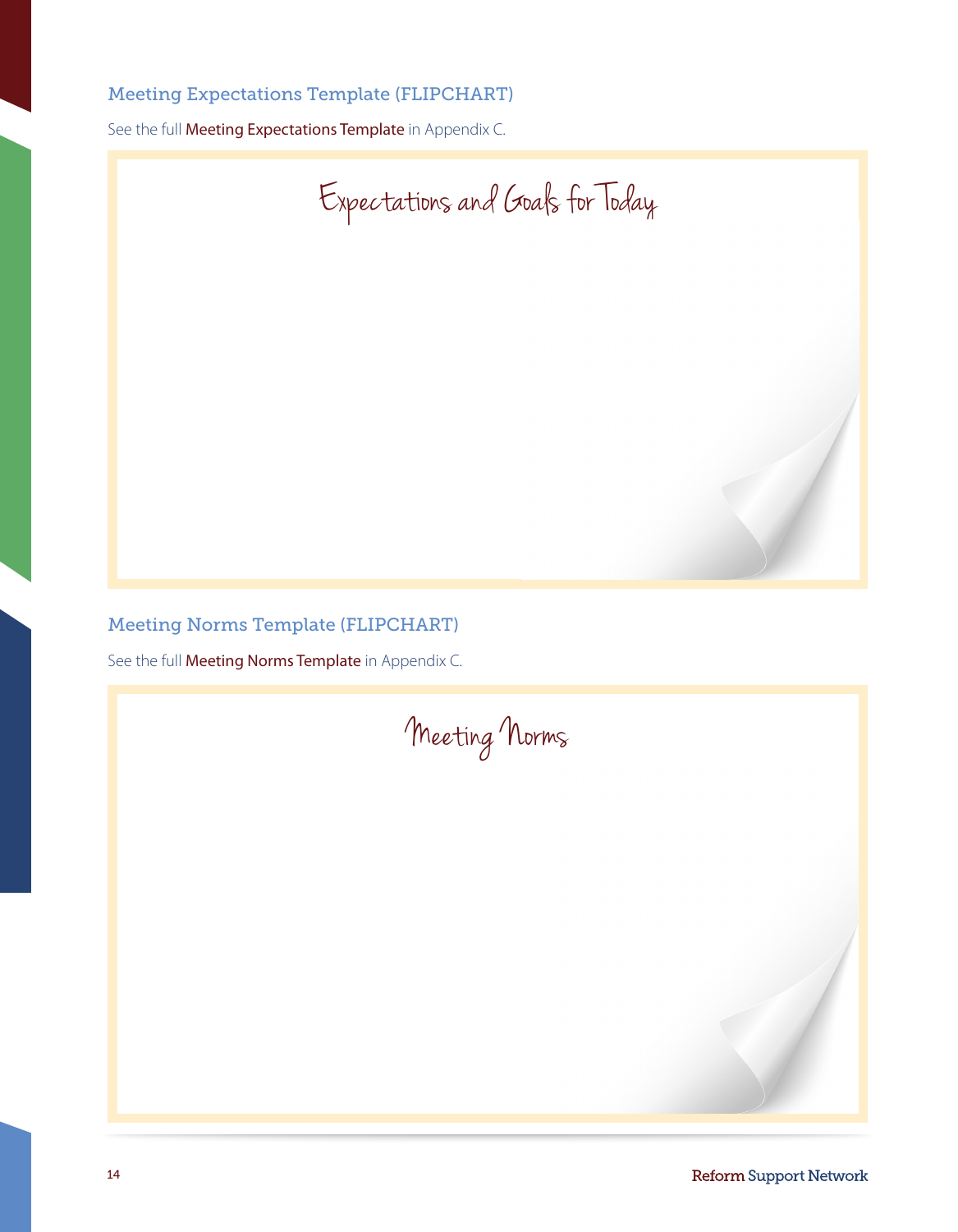### Meeting Expectations Template (FLIPCHART)

See the full Meeting Expectations Template in Appendix C.

Expectations and Goals for Today

### Meeting Norms Template (FLIPCHART)

See the full Meeting Norms Template in Appendix C.

Meeting Norms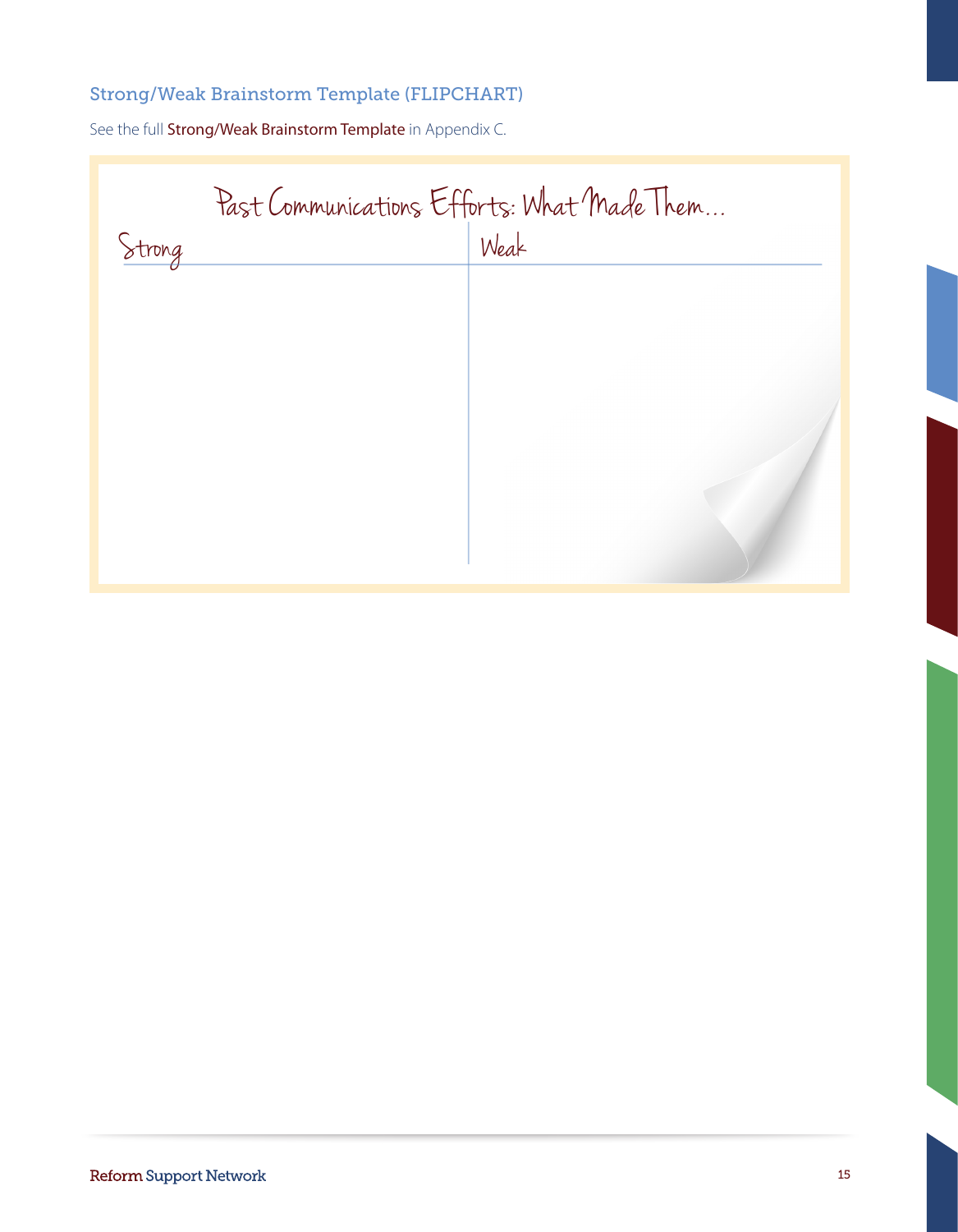### Strong/Weak Brainstorm Template (FLIPCHART)

See the full Strong/Weak Brainstorm Template in Appendix C.

Past Communications Efforts: What Made Them…

| Strong | Weak |
| --- | --- |
| | |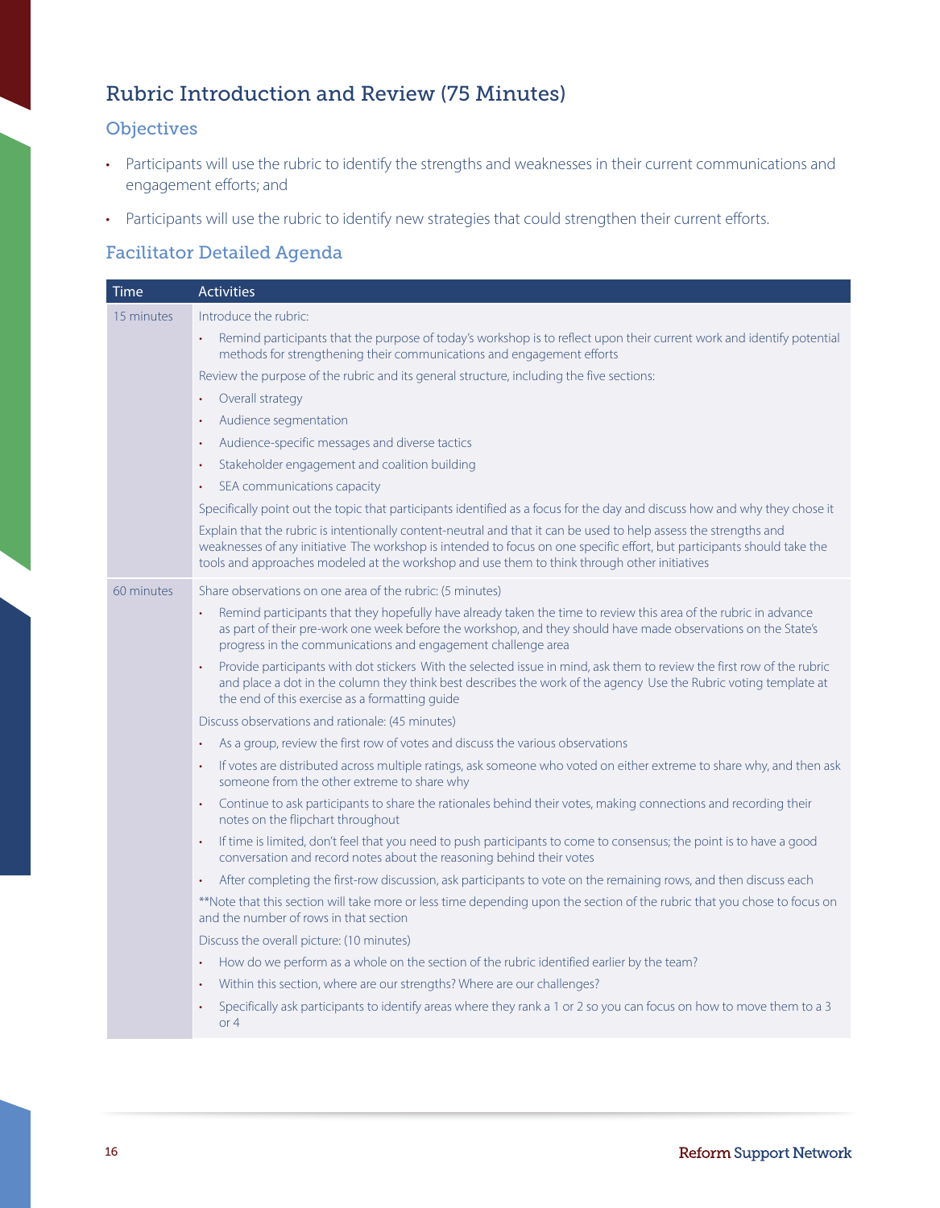## Rubric Introduction and Review (75 Minutes)

### Objectives

- Participants will use the rubric to identify the strengths and weaknesses in their current communications and engagement efforts; and
- Participants will use the rubric to identify new strategies that could strengthen their current efforts.

### Facilitator Detailed Agenda

| Time | Activities |
| --- | --- |
| 15 minutes | Introduce the rubric:<br>• Remind participants that the purpose of today's workshop is to reflect upon their current work and identify potential methods for strengthening their communications and engagement efforts<br>Review the purpose of the rubric and its general structure, including the five sections:<br>• Overall strategy<br>• Audience segmentation<br>• Audience-specific messages and diverse tactics<br>• Stakeholder engagement and coalition building<br>• SEA communications capacity<br>Specifically point out the topic that participants identified as a focus for the day and discuss how and why they chose it<br>Explain that the rubric is intentionally content-neutral and that it can be used to help assess the strengths and weaknesses of any initiative The workshop is intended to focus on one specific effort, but participants should take the tools and approaches modeled at the workshop and use them to think through other initiatives |
| 60 minutes | Share observations on one area of the rubric: (5 minutes)<br>• Remind participants that they hopefully have already taken the time to review this area of the rubric in advance as part of their pre-work one week before the workshop, and they should have made observations on the State's progress in the communications and engagement challenge area<br>• Provide participants with dot stickers With the selected issue in mind, ask them to review the first row of the rubric and place a dot in the column they think best describes the work of the agency Use the Rubric voting template at the end of this exercise as a formatting guide<br>Discuss observations and rationale: (45 minutes)<br>• As a group, review the first row of votes and discuss the various observations<br>• If votes are distributed across multiple ratings, ask someone who voted on either extreme to share why, and then ask someone from the other extreme to share why<br>• Continue to ask participants to share the rationales behind their votes, making connections and recording their notes on the flipchart throughout<br>• If time is limited, don't feel that you need to push participants to come to consensus; the point is to have a good conversation and record notes about the reasoning behind their votes<br>• After completing the first-row discussion, ask participants to vote on the remaining rows, and then discuss each<br>**Note that this section will take more or less time depending upon the section of the rubric that you chose to focus on and the number of rows in that section<br>Discuss the overall picture: (10 minutes)<br>• How do we perform as a whole on the section of the rubric identified earlier by the team?<br>• Within this section, where are our strengths? Where are our challenges?<br>• Specifically ask participants to identify areas where they rank a 1 or 2 so you can focus on how to move them to a 3 or 4 |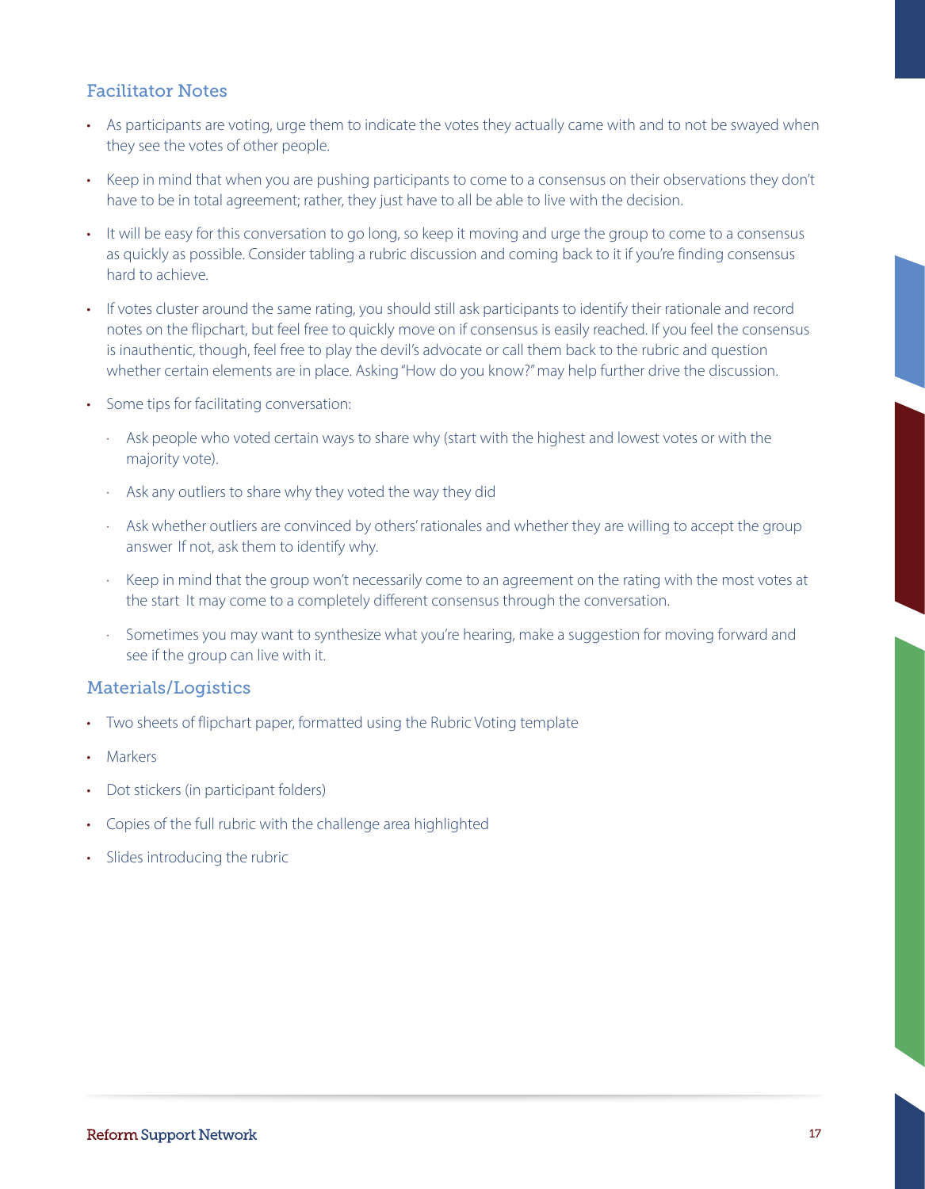## Facilitator Notes

- As participants are voting, urge them to indicate the votes they actually came with and to not be swayed when they see the votes of other people.
- Keep in mind that when you are pushing participants to come to a consensus on their observations they don't have to be in total agreement; rather, they just have to all be able to live with the decision.
- It will be easy for this conversation to go long, so keep it moving and urge the group to come to a consensus as quickly as possible. Consider tabling a rubric discussion and coming back to it if you're finding consensus hard to achieve.
- If votes cluster around the same rating, you should still ask participants to identify their rationale and record notes on the flipchart, but feel free to quickly move on if consensus is easily reached. If you feel the consensus is inauthentic, though, feel free to play the devil's advocate or call them back to the rubric and question whether certain elements are in place. Asking "How do you know?" may help further drive the discussion.
- Some tips for facilitating conversation:
  - Ask people who voted certain ways to share why (start with the highest and lowest votes or with the majority vote).
  - Ask any outliers to share why they voted the way they did
  - Ask whether outliers are convinced by others' rationales and whether they are willing to accept the group answer If not, ask them to identify why.
  - Keep in mind that the group won't necessarily come to an agreement on the rating with the most votes at the start It may come to a completely different consensus through the conversation.
  - Sometimes you may want to synthesize what you're hearing, make a suggestion for moving forward and see if the group can live with it.

## Materials/Logistics

- Two sheets of flipchart paper, formatted using the Rubric Voting template
- Markers
- Dot stickers (in participant folders)
- Copies of the full rubric with the challenge area highlighted
- Slides introducing the rubric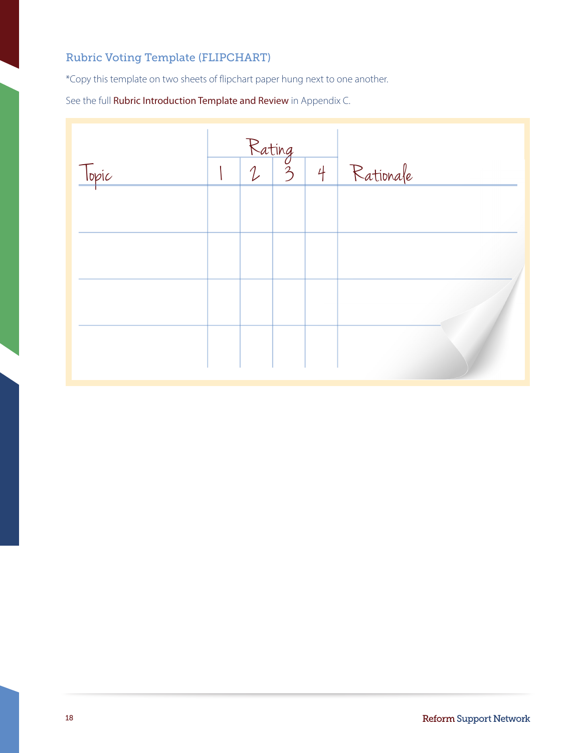## Rubric Voting Template (FLIPCHART)

*Copy this template on two sheets of flipchart paper hung next to one another.

See the full **Rubric Introduction Template and Review** in Appendix C.

| Topic | Rating | | | | Rationale |
|---|---|---|---|---|---|
| | 1 | 2 | 3 | 4 | |
| | | | | | |
| | | | | | |
| | | | | | |
| | | | | | |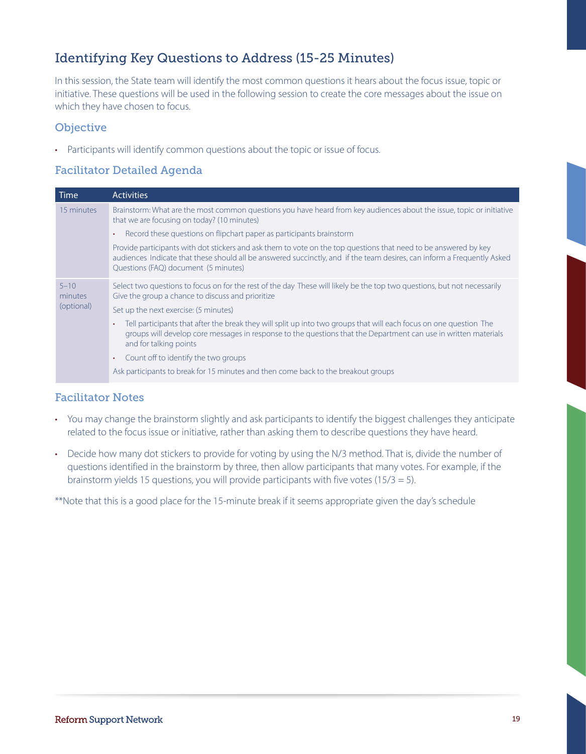## Identifying Key Questions to Address (15-25 Minutes)

In this session, the State team will identify the most common questions it hears about the focus issue, topic or initiative. These questions will be used in the following session to create the core messages about the issue on which they have chosen to focus.

### Objective

- Participants will identify common questions about the topic or issue of focus.

### Facilitator Detailed Agenda

| Time | Activities |
|---|---|
| 15 minutes | Brainstorm: What are the most common questions you have heard from key audiences about the issue, topic or initiative that we are focusing on today? (10 minutes)<br>• Record these questions on flipchart paper as participants brainstorm<br>Provide participants with dot stickers and ask them to vote on the top questions that need to be answered by key audiences Indicate that these should all be answered succinctly, and if the team desires, can inform a Frequently Asked Questions (FAQ) document (5 minutes) |
| 5–10 minutes (optional) | Select two questions to focus on for the rest of the day These will likely be the top two questions, but not necessarily Give the group a chance to discuss and prioritize<br>Set up the next exercise: (5 minutes)<br>• Tell participants that after the break they will split up into two groups that will each focus on one question The groups will develop core messages in response to the questions that the Department can use in written materials and for talking points<br>• Count off to identify the two groups<br>Ask participants to break for 15 minutes and then come back to the breakout groups |

### Facilitator Notes

- You may change the brainstorm slightly and ask participants to identify the biggest challenges they anticipate related to the focus issue or initiative, rather than asking them to describe questions they have heard.
- Decide how many dot stickers to provide for voting by using the N/3 method. That is, divide the number of questions identified in the brainstorm by three, then allow participants that many votes. For example, if the brainstorm yields 15 questions, you will provide participants with five votes (15/3 = 5).

**Note that this is a good place for the 15-minute break if it seems appropriate given the day's schedule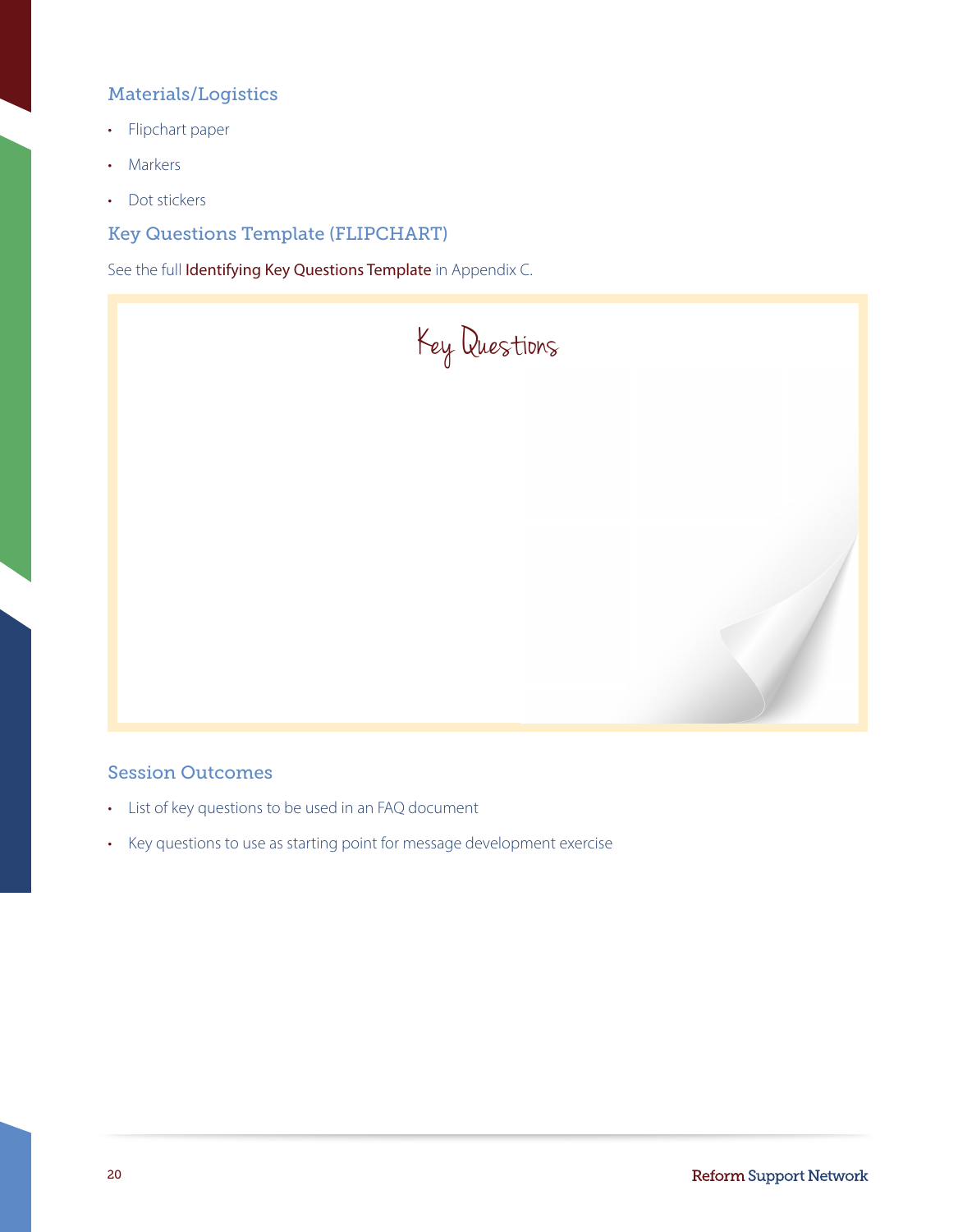### Materials/Logistics

- Flipchart paper
- Markers
- Dot stickers

### Key Questions Template (FLIPCHART)

See the full Identifying Key Questions Template in Appendix C.

Key Questions

### Session Outcomes

- List of key questions to be used in an FAQ document
- Key questions to use as starting point for message development exercise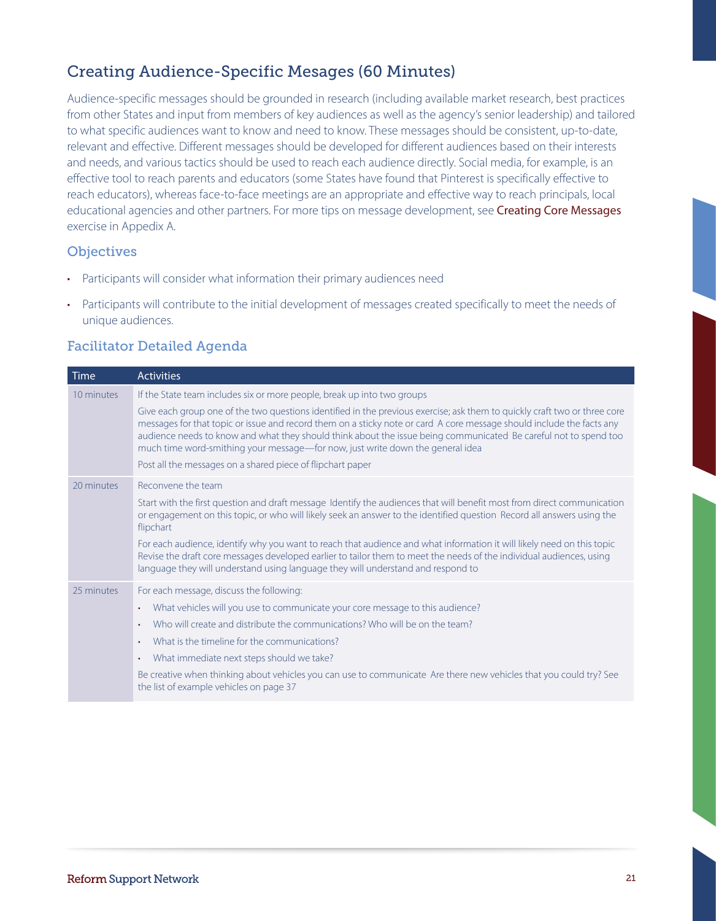## Creating Audience-Specific Mesages (60 Minutes)

Audience-specific messages should be grounded in research (including available market research, best practices from other States and input from members of key audiences as well as the agency's senior leadership) and tailored to what specific audiences want to know and need to know. These messages should be consistent, up-to-date, relevant and effective. Different messages should be developed for different audiences based on their interests and needs, and various tactics should be used to reach each audience directly. Social media, for example, is an effective tool to reach parents and educators (some States have found that Pinterest is specifically effective to reach educators), whereas face-to-face meetings are an appropriate and effective way to reach principals, local educational agencies and other partners. For more tips on message development, see Creating Core Messages exercise in Appedix A.

### Objectives

- Participants will consider what information their primary audiences need
- Participants will contribute to the initial development of messages created specifically to meet the needs of unique audiences.

### Facilitator Detailed Agenda

| Time | Activities |
|---|---|
| 10 minutes | If the State team includes six or more people, break up into two groups<br><br>Give each group one of the two questions identified in the previous exercise; ask them to quickly craft two or three core messages for that topic or issue and record them on a sticky note or card A core message should include the facts any audience needs to know and what they should think about the issue being communicated Be careful not to spend too much time word-smithing your message—for now, just write down the general idea<br><br>Post all the messages on a shared piece of flipchart paper |
| 20 minutes | Reconvene the team<br><br>Start with the first question and draft message Identify the audiences that will benefit most from direct communication or engagement on this topic, or who will likely seek an answer to the identified question Record all answers using the flipchart<br><br>For each audience, identify why you want to reach that audience and what information it will likely need on this topic Revise the draft core messages developed earlier to tailor them to meet the needs of the individual audiences, using language they will understand using language they will understand and respond to |
| 25 minutes | For each message, discuss the following:<br>• What vehicles will you use to communicate your core message to this audience?<br>• Who will create and distribute the communications? Who will be on the team?<br>• What is the timeline for the communications?<br>• What immediate next steps should we take?<br><br>Be creative when thinking about vehicles you can use to communicate Are there new vehicles that you could try? See the list of example vehicles on page 37 |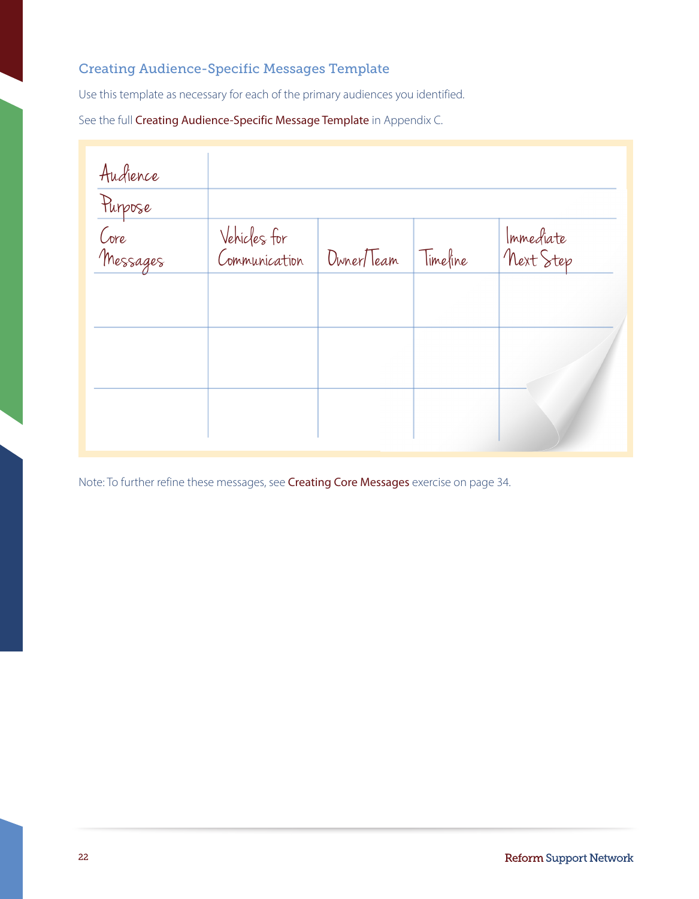## Creating Audience-Specific Messages Template

Use this template as necessary for each of the primary audiences you identified.

See the full **Creating Audience-Specific Message Template** in Appendix C.

| Audience | | | | |
|---|---|---|---|---|
| Purpose | | | | |
| Core Messages | Vehicles for Communication | Owner/Team | Timeline | Immediate Next Step |
| | | | | |
| | | | | |
| | | | | |

Note: To further refine these messages, see **Creating Core Messages** exercise on page 34.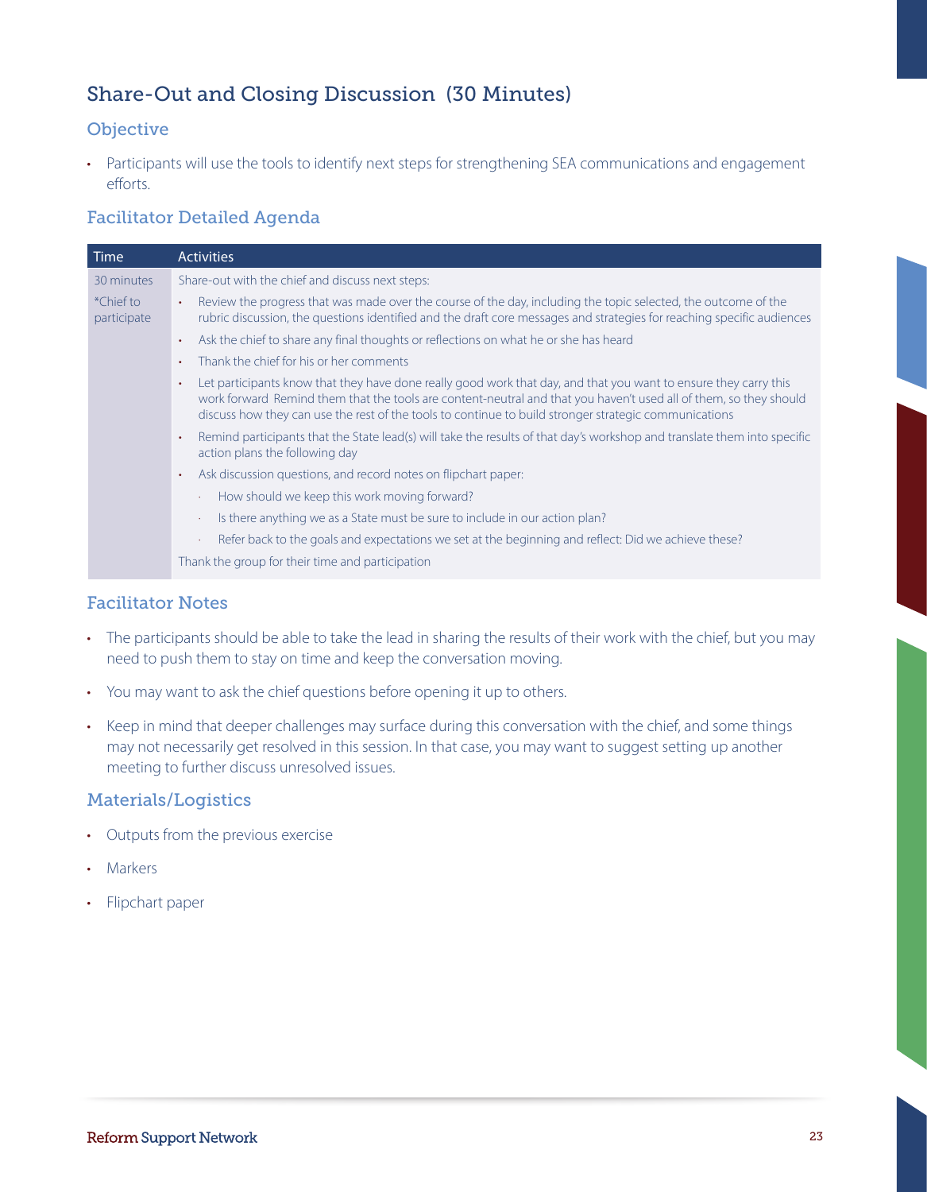## Share-Out and Closing Discussion (30 Minutes)

### Objective

- Participants will use the tools to identify next steps for strengthening SEA communications and engagement efforts.

### Facilitator Detailed Agenda

| Time | Activities |
|---|---|
| 30 minutes<br><br>*Chief to participate | Share-out with the chief and discuss next steps:<br>• Review the progress that was made over the course of the day, including the topic selected, the outcome of the rubric discussion, the questions identified and the draft core messages and strategies for reaching specific audiences<br>• Ask the chief to share any final thoughts or reflections on what he or she has heard<br>• Thank the chief for his or her comments<br>• Let participants know that they have done really good work that day, and that you want to ensure they carry this work forward Remind them that the tools are content-neutral and that you haven't used all of them, so they should discuss how they can use the rest of the tools to continue to build stronger strategic communications<br>• Remind participants that the State lead(s) will take the results of that day's workshop and translate them into specific action plans the following day<br>• Ask discussion questions, and record notes on flipchart paper:<br>· How should we keep this work moving forward?<br>· Is there anything we as a State must be sure to include in our action plan?<br>· Refer back to the goals and expectations we set at the beginning and reflect: Did we achieve these?<br>Thank the group for their time and participation |

### Facilitator Notes

- The participants should be able to take the lead in sharing the results of their work with the chief, but you may need to push them to stay on time and keep the conversation moving.
- You may want to ask the chief questions before opening it up to others.
- Keep in mind that deeper challenges may surface during this conversation with the chief, and some things may not necessarily get resolved in this session. In that case, you may want to suggest setting up another meeting to further discuss unresolved issues.

### Materials/Logistics

- Outputs from the previous exercise
- Markers
- Flipchart paper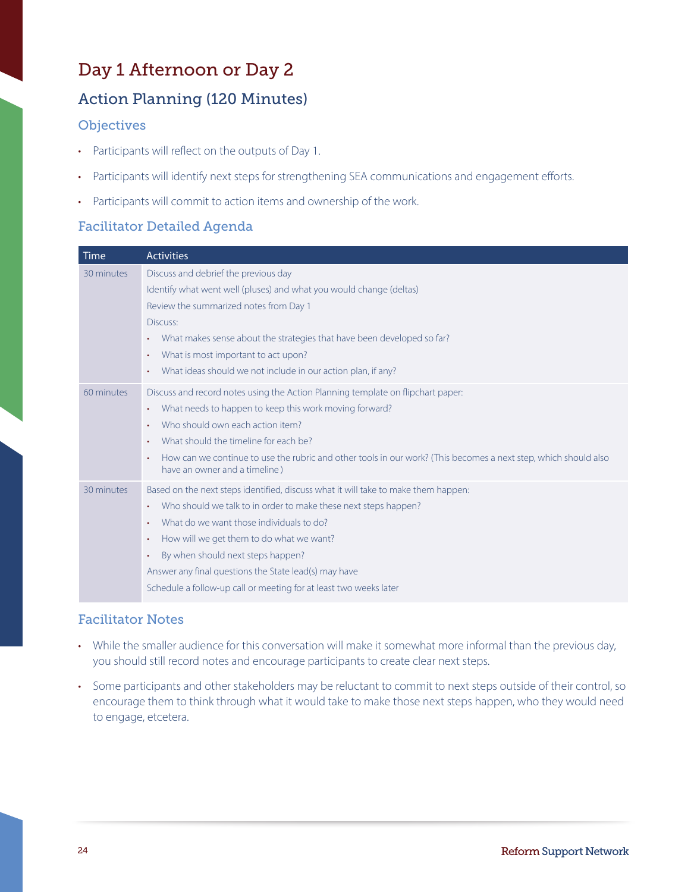# Day 1 Afternoon or Day 2

## Action Planning (120 Minutes)

### Objectives

- Participants will reflect on the outputs of Day 1.
- Participants will identify next steps for strengthening SEA communications and engagement efforts.
- Participants will commit to action items and ownership of the work.

### Facilitator Detailed Agenda

| Time | Activities |
|---|---|
| 30 minutes | Discuss and debrief the previous day<br>Identify what went well (pluses) and what you would change (deltas)<br>Review the summarized notes from Day 1<br>Discuss:<br>• What makes sense about the strategies that have been developed so far?<br>• What is most important to act upon?<br>• What ideas should we not include in our action plan, if any? |
| 60 minutes | Discuss and record notes using the Action Planning template on flipchart paper:<br>• What needs to happen to keep this work moving forward?<br>• Who should own each action item?<br>• What should the timeline for each be?<br>• How can we continue to use the rubric and other tools in our work? (This becomes a next step, which should also have an owner and a timeline ) |
| 30 minutes | Based on the next steps identified, discuss what it will take to make them happen:<br>• Who should we talk to in order to make these next steps happen?<br>• What do we want those individuals to do?<br>• How will we get them to do what we want?<br>• By when should next steps happen?<br>Answer any final questions the State lead(s) may have<br>Schedule a follow-up call or meeting for at least two weeks later |

### Facilitator Notes

- While the smaller audience for this conversation will make it somewhat more informal than the previous day, you should still record notes and encourage participants to create clear next steps.
- Some participants and other stakeholders may be reluctant to commit to next steps outside of their control, so encourage them to think through what it would take to make those next steps happen, who they would need to engage, etcetera.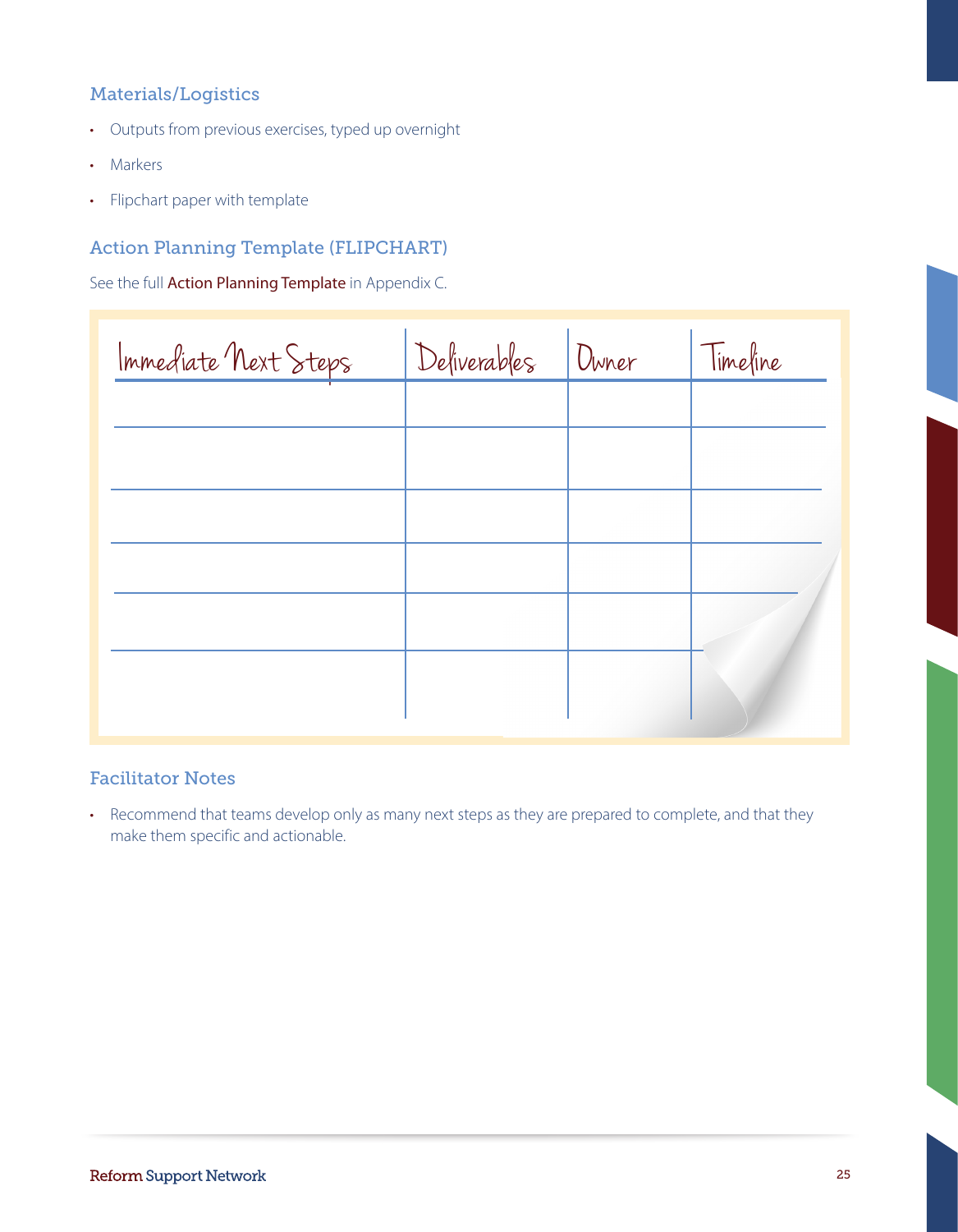### Materials/Logistics

- Outputs from previous exercises, typed up overnight
- Markers
- Flipchart paper with template

### Action Planning Template (FLIPCHART)

See the full Action Planning Template in Appendix C.

| Immediate Next Steps | Deliverables | Owner | Timeline |
|---|---|---|---|
| | | | |
| | | | |
| | | | |
| | | | |
| | | | |
| | | | |

### Facilitator Notes

- Recommend that teams develop only as many next steps as they are prepared to complete, and that they make them specific and actionable.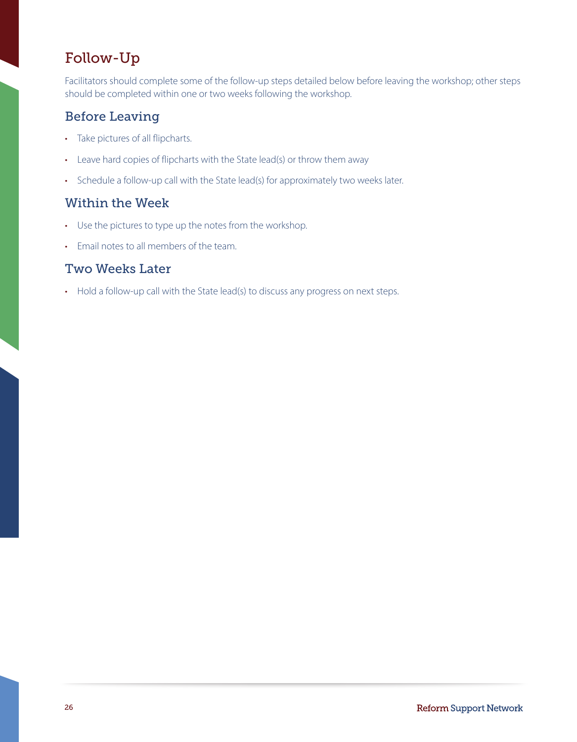## Follow-Up

Facilitators should complete some of the follow-up steps detailed below before leaving the workshop; other steps should be completed within one or two weeks following the workshop.

### Before Leaving

- Take pictures of all flipcharts.
- Leave hard copies of flipcharts with the State lead(s) or throw them away
- Schedule a follow-up call with the State lead(s) for approximately two weeks later.

### Within the Week

- Use the pictures to type up the notes from the workshop.
- Email notes to all members of the team.

### Two Weeks Later

- Hold a follow-up call with the State lead(s) to discuss any progress on next steps.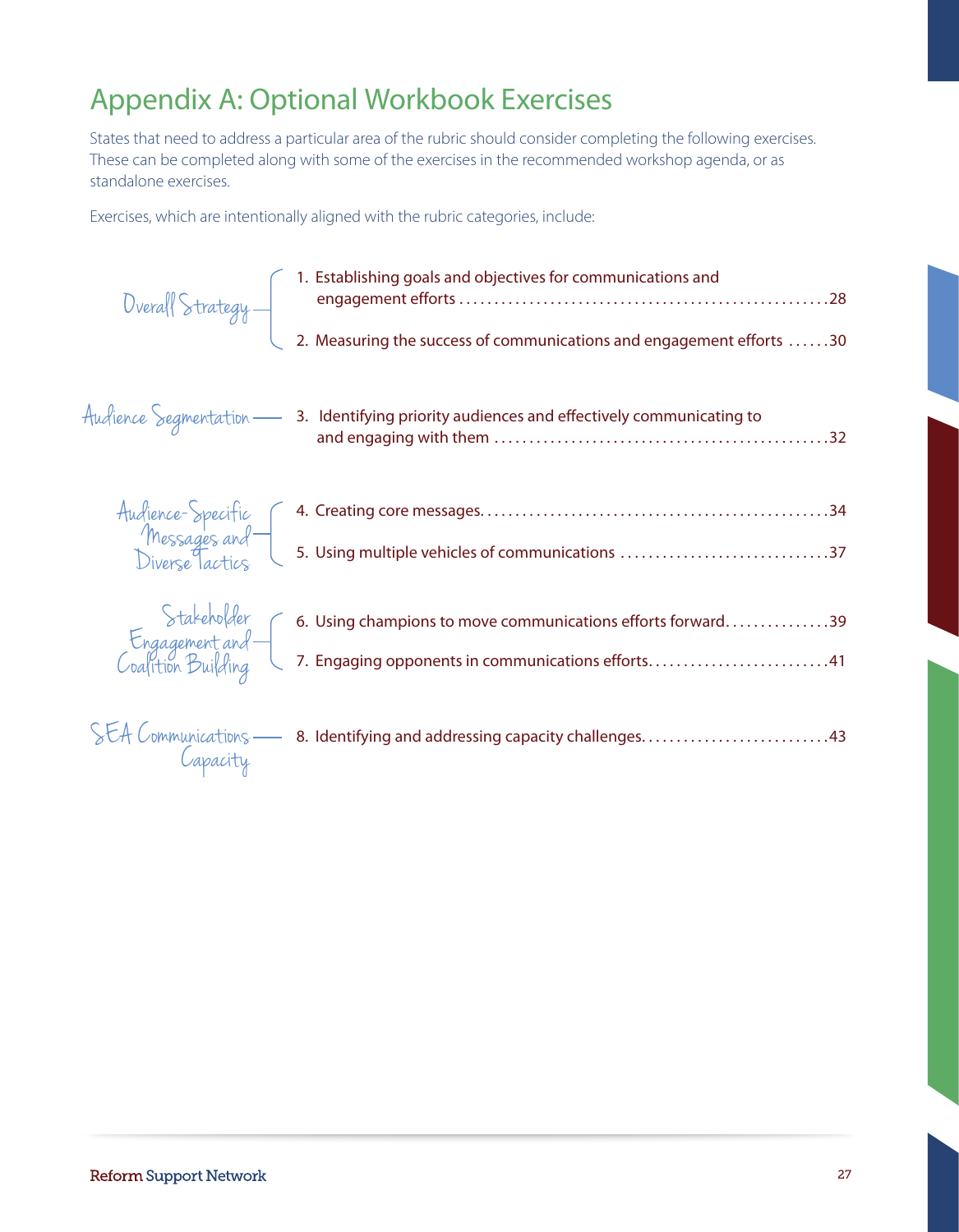# Appendix A: Optional Workbook Exercises

States that need to address a particular area of the rubric should consider completing the following exercises. These can be completed along with some of the exercises in the recommended workshop agenda, or as standalone exercises.

Exercises, which are intentionally aligned with the rubric categories, include:

**Overall Strategy**

1. Establishing goals and objectives for communications and engagement efforts ..... 28
2. Measuring the success of communications and engagement efforts ..... 30

**Audience Segmentation**

3. Identifying priority audiences and effectively communicating to and engaging with them ..... 32

**Audience-Specific Messages and Diverse Tactics**

4. Creating core messages ..... 34
5. Using multiple vehicles of communications ..... 37

**Stakeholder Engagement and Coalition Building**

6. Using champions to move communications efforts forward ..... 39
7. Engaging opponents in communications efforts ..... 41

**SEA Communications Capacity**

8. Identifying and addressing capacity challenges ..... 43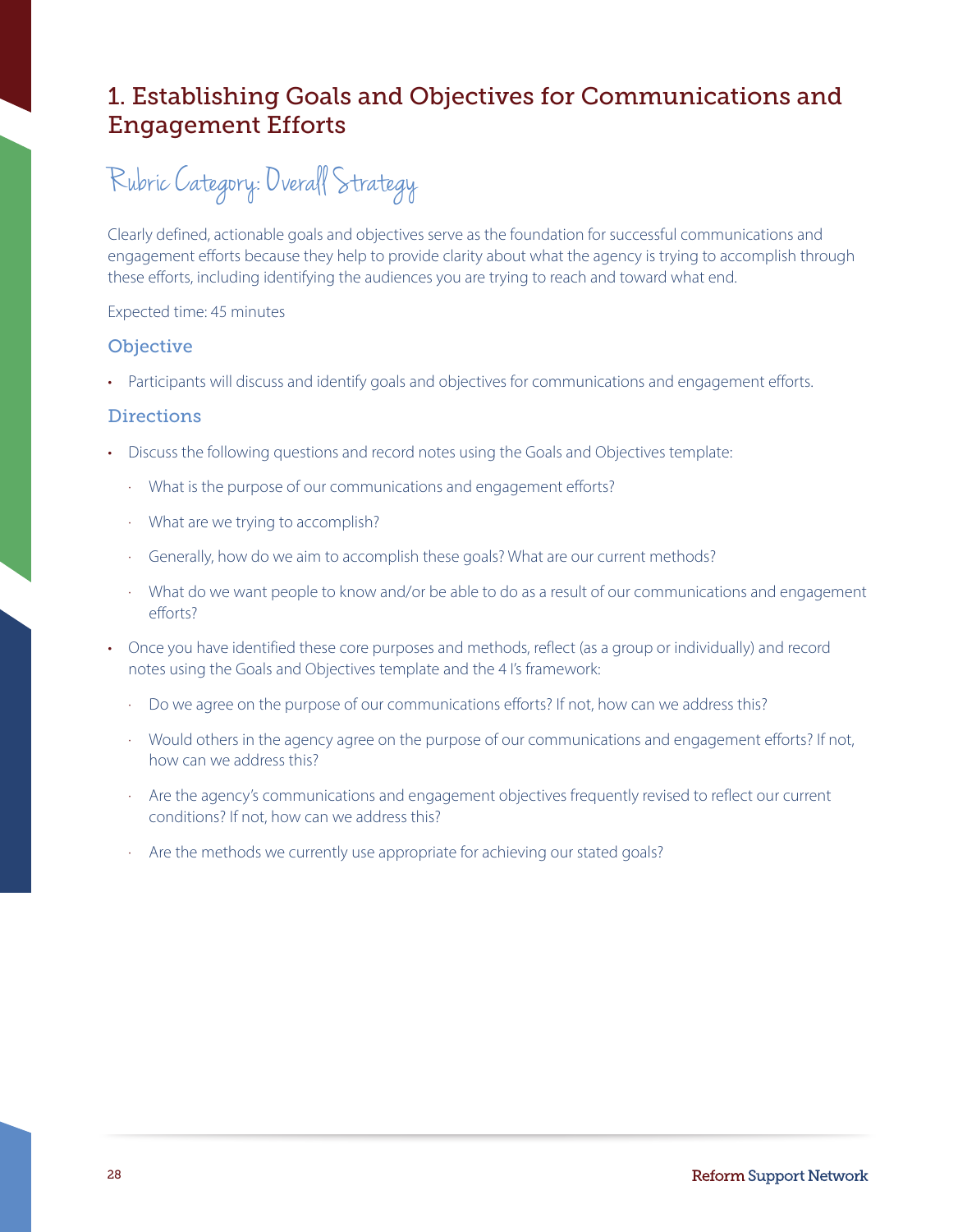## 1. Establishing Goals and Objectives for Communications and Engagement Efforts

### Rubric Category: Overall Strategy

Clearly defined, actionable goals and objectives serve as the foundation for successful communications and engagement efforts because they help to provide clarity about what the agency is trying to accomplish through these efforts, including identifying the audiences you are trying to reach and toward what end.

Expected time: 45 minutes

### Objective

- Participants will discuss and identify goals and objectives for communications and engagement efforts.

### Directions

- Discuss the following questions and record notes using the Goals and Objectives template:
  - What is the purpose of our communications and engagement efforts?
  - What are we trying to accomplish?
  - Generally, how do we aim to accomplish these goals? What are our current methods?
  - What do we want people to know and/or be able to do as a result of our communications and engagement efforts?
- Once you have identified these core purposes and methods, reflect (as a group or individually) and record notes using the Goals and Objectives template and the 4 I's framework:
  - Do we agree on the purpose of our communications efforts? If not, how can we address this?
  - Would others in the agency agree on the purpose of our communications and engagement efforts? If not, how can we address this?
  - Are the agency's communications and engagement objectives frequently revised to reflect our current conditions? If not, how can we address this?
  - Are the methods we currently use appropriate for achieving our stated goals?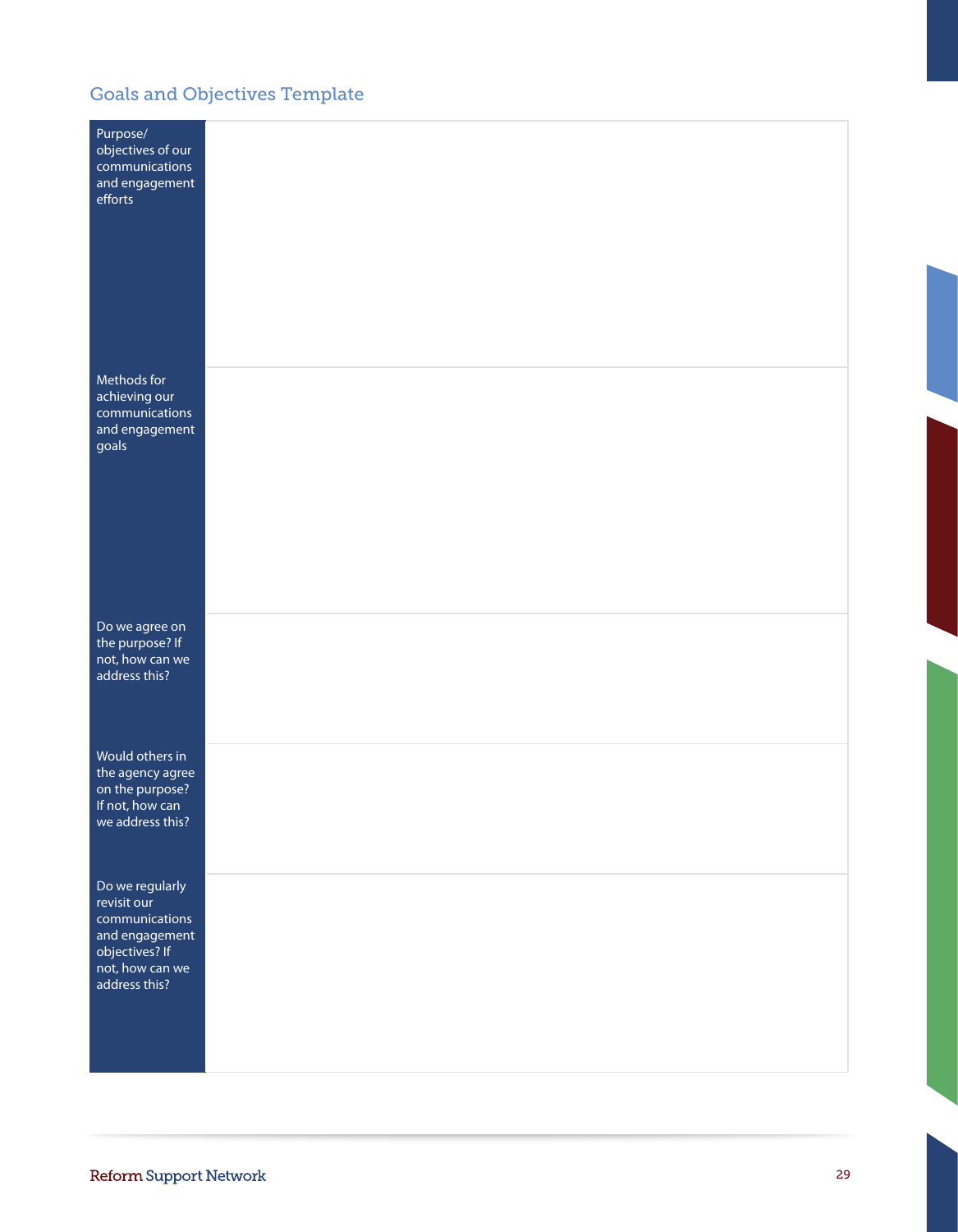## Goals and Objectives Template

| | |
|---|---|
| Purpose/ objectives of our communications and engagement efforts | |
| Methods for achieving our communications and engagement goals | |
| Do we agree on the purpose? If not, how can we address this? | |
| Would others in the agency agree on the purpose? If not, how can we address this? | |
| Do we regularly revisit our communications and engagement objectives? If not, how can we address this? | |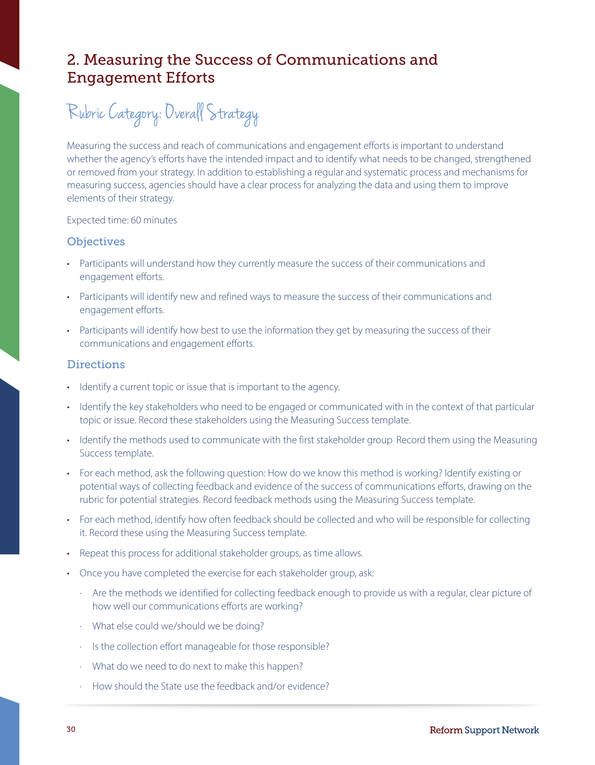## 2. Measuring the Success of Communications and Engagement Efforts

### Rubric Category: Overall Strategy

Measuring the success and reach of communications and engagement efforts is important to understand whether the agency's efforts have the intended impact and to identify what needs to be changed, strengthened or removed from your strategy. In addition to establishing a regular and systematic process and mechanisms for measuring success, agencies should have a clear process for analyzing the data and using them to improve elements of their strategy.

Expected time: 60 minutes

#### Objectives

- Participants will understand how they currently measure the success of their communications and engagement efforts.
- Participants will identify new and refined ways to measure the success of their communications and engagement efforts.
- Participants will identify how best to use the information they get by measuring the success of their communications and engagement efforts.

#### Directions

- Identify a current topic or issue that is important to the agency.
- Identify the key stakeholders who need to be engaged or communicated with in the context of that particular topic or issue. Record these stakeholders using the Measuring Success template.
- Identify the methods used to communicate with the first stakeholder group Record them using the Measuring Success template.
- For each method, ask the following question: How do we know this method is working? Identify existing or potential ways of collecting feedback and evidence of the success of communications efforts, drawing on the rubric for potential strategies. Record feedback methods using the Measuring Success template.
- For each method, identify how often feedback should be collected and who will be responsible for collecting it. Record these using the Measuring Success template.
- Repeat this process for additional stakeholder groups, as time allows.
- Once you have completed the exercise for each stakeholder group, ask:
    - Are the methods we identified for collecting feedback enough to provide us with a regular, clear picture of how well our communications efforts are working?
    - What else could we/should we be doing?
    - Is the collection effort manageable for those responsible?
    - What do we need to do next to make this happen?
    - How should the State use the feedback and/or evidence?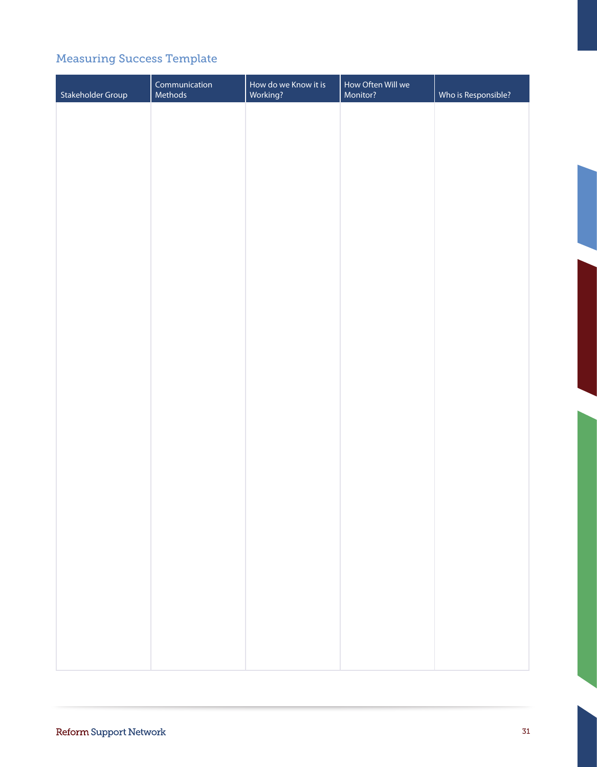## Measuring Success Template

| Stakeholder Group | Communication Methods | How do we Know it is Working? | How Often Will we Monitor? | Who is Responsible? |
|---|---|---|---|---|
| | | | | |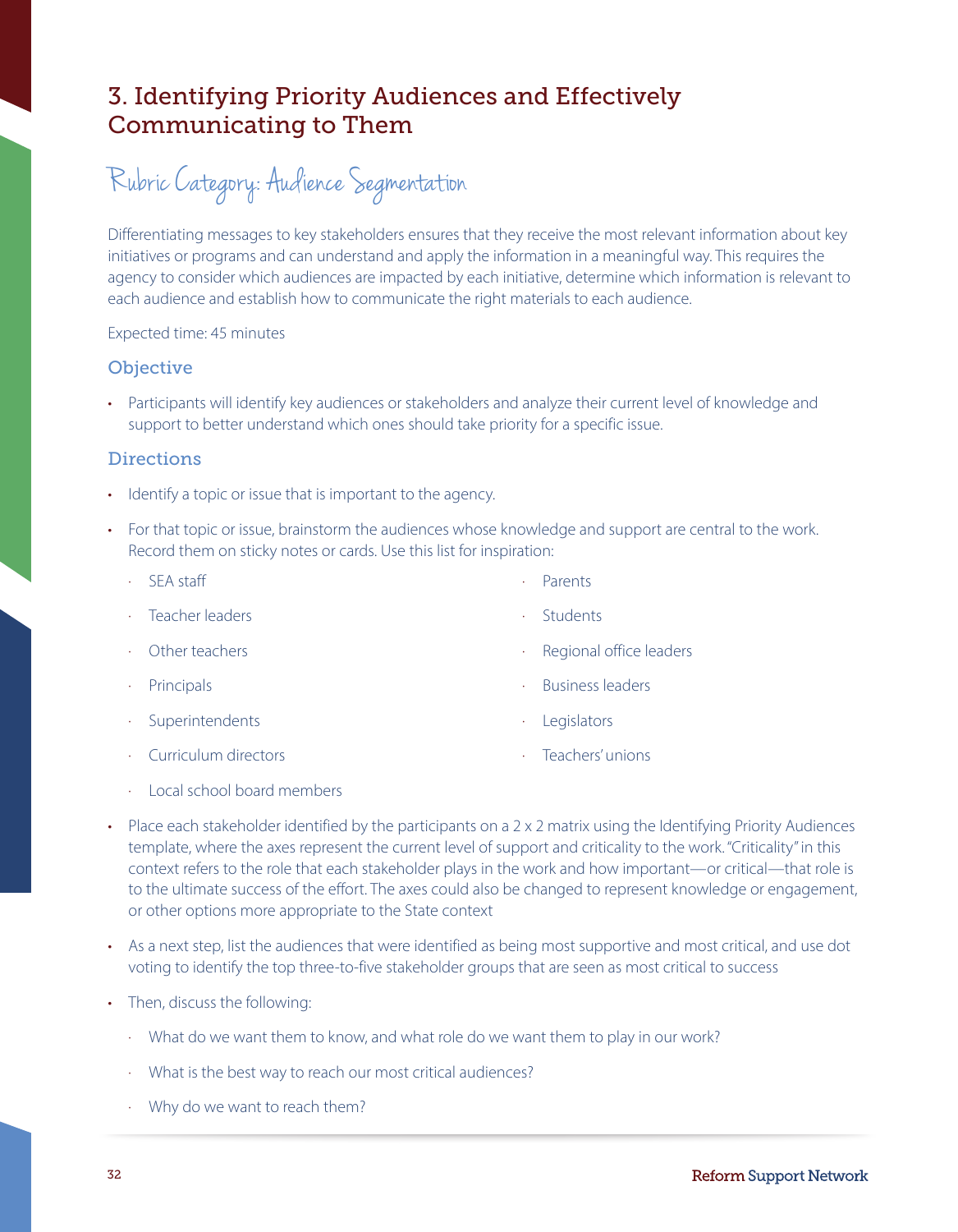## 3. Identifying Priority Audiences and Effectively Communicating to Them

### Rubric Category: Audience Segmentation

Differentiating messages to key stakeholders ensures that they receive the most relevant information about key initiatives or programs and can understand and apply the information in a meaningful way. This requires the agency to consider which audiences are impacted by each initiative, determine which information is relevant to each audience and establish how to communicate the right materials to each audience.

Expected time: 45 minutes

### Objective

- Participants will identify key audiences or stakeholders and analyze their current level of knowledge and support to better understand which ones should take priority for a specific issue.

### Directions

- Identify a topic or issue that is important to the agency.
- For that topic or issue, brainstorm the audiences whose knowledge and support are central to the work. Record them on sticky notes or cards. Use this list for inspiration:
  - SEA staff
  - Teacher leaders
  - Other teachers
  - Principals
  - Superintendents
  - Curriculum directors
  - Local school board members
  - Parents
  - Students
  - Regional office leaders
  - Business leaders
  - Legislators
  - Teachers' unions
- Place each stakeholder identified by the participants on a 2 x 2 matrix using the Identifying Priority Audiences template, where the axes represent the current level of support and criticality to the work. "Criticality" in this context refers to the role that each stakeholder plays in the work and how important—or critical—that role is to the ultimate success of the effort. The axes could also be changed to represent knowledge or engagement, or other options more appropriate to the State context
- As a next step, list the audiences that were identified as being most supportive and most critical, and use dot voting to identify the top three-to-five stakeholder groups that are seen as most critical to success
- Then, discuss the following:
  - What do we want them to know, and what role do we want them to play in our work?
  - What is the best way to reach our most critical audiences?
  - Why do we want to reach them?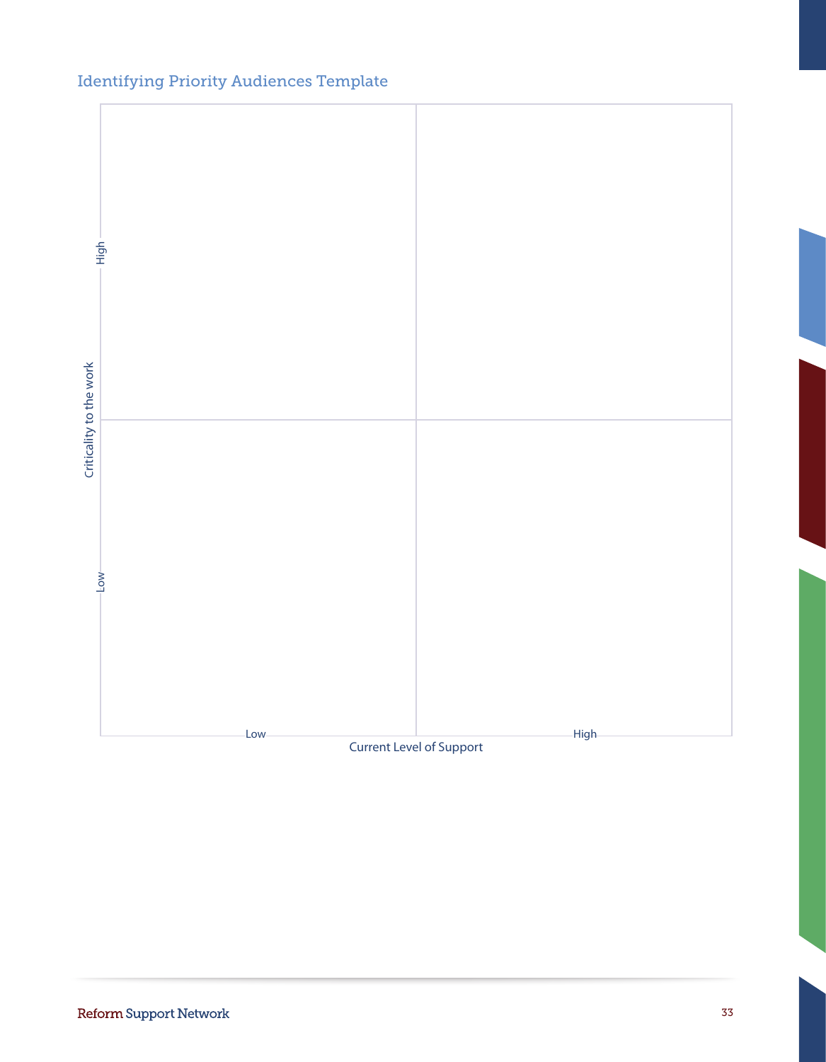## Identifying Priority Audiences Template

Criticality to the work

High

Low

Low

High

Current Level of Support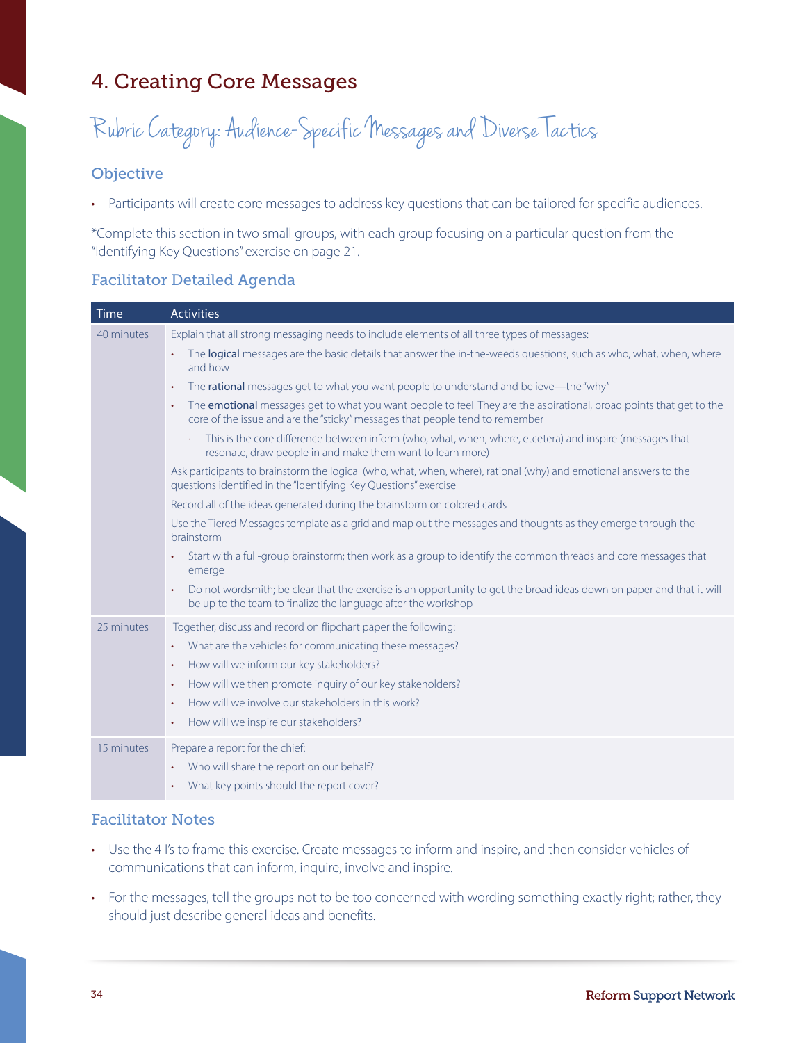## 4. Creating Core Messages

### Rubric Category: Audience-Specific Messages and Diverse Tactics

### Objective

- Participants will create core messages to address key questions that can be tailored for specific audiences.

*Complete this section in two small groups, with each group focusing on a particular question from the "Identifying Key Questions" exercise on page 21.

### Facilitator Detailed Agenda

| Time | Activities |
|---|---|
| 40 minutes | Explain that all strong messaging needs to include elements of all three types of messages:<br>• The **logical** messages are the basic details that answer the in-the-weeds questions, such as who, what, when, where and how<br>• The **rational** messages get to what you want people to understand and believe—the "why"<br>• The **emotional** messages get to what you want people to feel They are the aspirational, broad points that get to the core of the issue and are the "sticky" messages that people tend to remember<br>  · This is the core difference between inform (who, what, when, where, etcetera) and inspire (messages that resonate, draw people in and make them want to learn more)<br>Ask participants to brainstorm the logical (who, what, when, where), rational (why) and emotional answers to the questions identified in the "Identifying Key Questions" exercise<br>Record all of the ideas generated during the brainstorm on colored cards<br>Use the Tiered Messages template as a grid and map out the messages and thoughts as they emerge through the brainstorm<br>• Start with a full-group brainstorm; then work as a group to identify the common threads and core messages that emerge<br>• Do not wordsmith; be clear that the exercise is an opportunity to get the broad ideas down on paper and that it will be up to the team to finalize the language after the workshop |
| 25 minutes | Together, discuss and record on flipchart paper the following:<br>• What are the vehicles for communicating these messages?<br>• How will we inform our key stakeholders?<br>• How will we then promote inquiry of our key stakeholders?<br>• How will we involve our stakeholders in this work?<br>• How will we inspire our stakeholders? |
| 15 minutes | Prepare a report for the chief:<br>• Who will share the report on our behalf?<br>• What key points should the report cover? |

### Facilitator Notes

- Use the 4 I's to frame this exercise. Create messages to inform and inspire, and then consider vehicles of communications that can inform, inquire, involve and inspire.
- For the messages, tell the groups not to be too concerned with wording something exactly right; rather, they should just describe general ideas and benefits.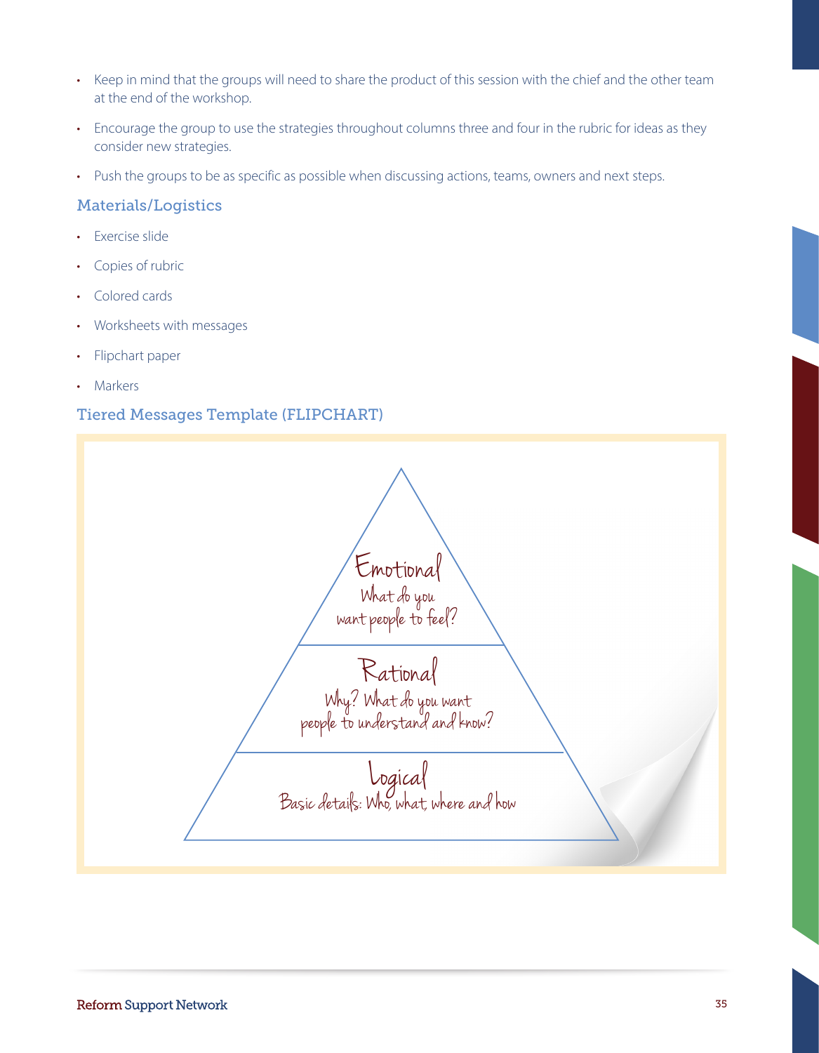- Keep in mind that the groups will need to share the product of this session with the chief and the other team at the end of the workshop.
- Encourage the group to use the strategies throughout columns three and four in the rubric for ideas as they consider new strategies.
- Push the groups to be as specific as possible when discussing actions, teams, owners and next steps.

### Materials/Logistics

- Exercise slide
- Copies of rubric
- Colored cards
- Worksheets with messages
- Flipchart paper
- Markers

### Tiered Messages Template (FLIPCHART)

Emotional
What do you want people to feel?

Rational
Why? What do you want people to understand and know?

Logical
Basic details: Who, what, where and how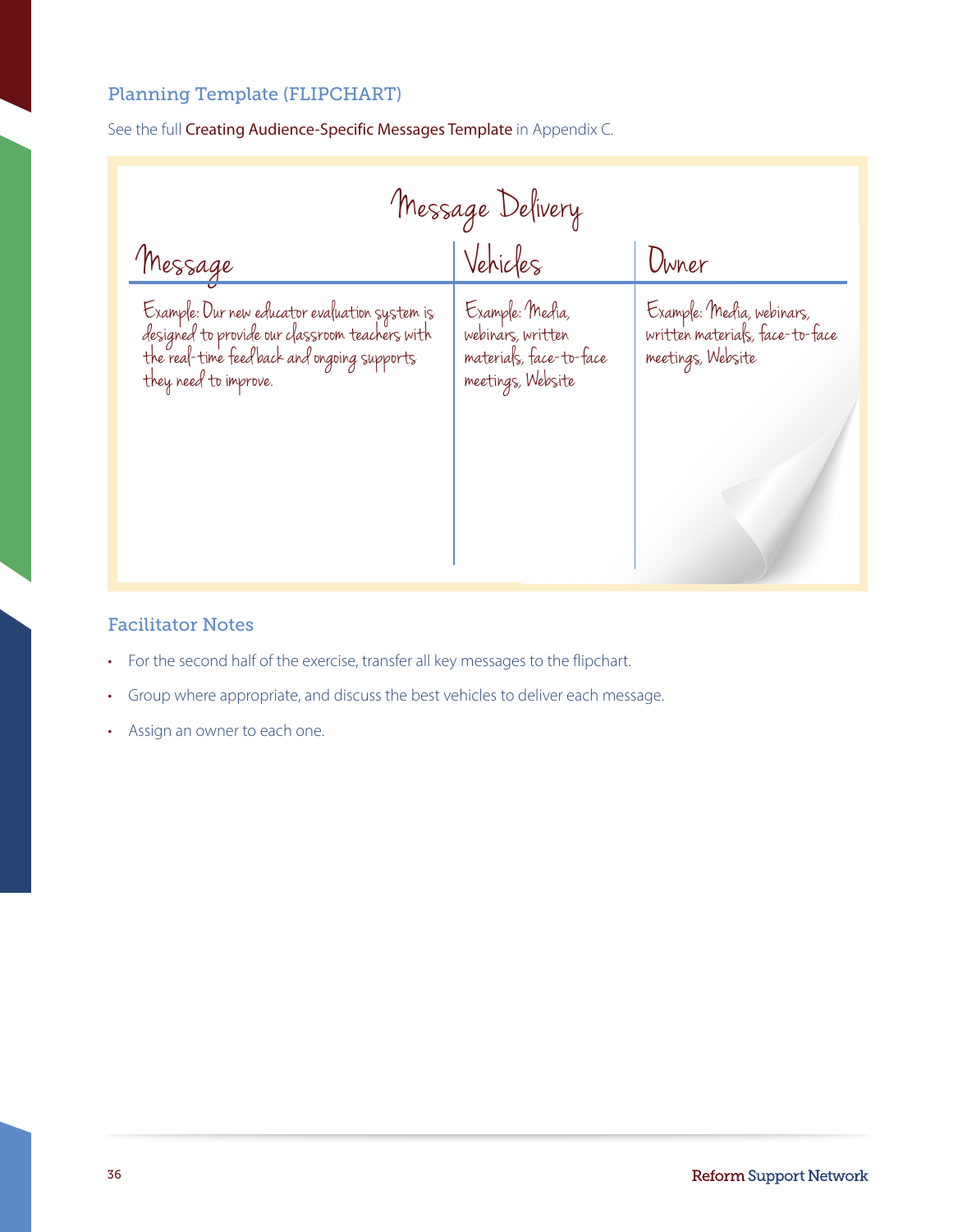### Planning Template (FLIPCHART)

See the full Creating Audience-Specific Messages Template in Appendix C.

**Message Delivery**

| Message | Vehicles | Owner |
|---|---|---|
| Example: Our new educator evaluation system is designed to provide our classroom teachers with the real-time feedback and ongoing supports they need to improve. | Example: Media, webinars, written materials, face-to-face meetings, Website | Example: Media, webinars, written materials, face-to-face meetings, Website |

### Facilitator Notes

- For the second half of the exercise, transfer all key messages to the flipchart.
- Group where appropriate, and discuss the best vehicles to deliver each message.
- Assign an owner to each one.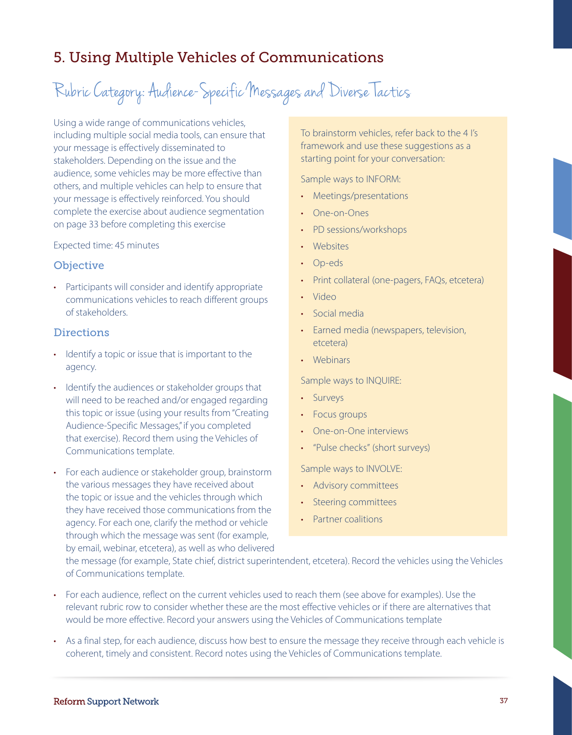## 5. Using Multiple Vehicles of Communications

### Rubric Category: Audience-Specific Messages and Diverse Tactics

Using a wide range of communications vehicles, including multiple social media tools, can ensure that your message is effectively disseminated to stakeholders. Depending on the issue and the audience, some vehicles may be more effective than others, and multiple vehicles can help to ensure that your message is effectively reinforced. You should complete the exercise about audience segmentation on page 33 before completing this exercise

Expected time: 45 minutes

### Objective

- Participants will consider and identify appropriate communications vehicles to reach different groups of stakeholders.

### Directions

- Identify a topic or issue that is important to the agency.
- Identify the audiences or stakeholder groups that will need to be reached and/or engaged regarding this topic or issue (using your results from "Creating Audience-Specific Messages," if you completed that exercise). Record them using the Vehicles of Communications template.
- For each audience or stakeholder group, brainstorm the various messages they have received about the topic or issue and the vehicles through which they have received those communications from the agency. For each one, clarify the method or vehicle through which the message was sent (for example, by email, webinar, etcetera), as well as who delivered the message (for example, State chief, district superintendent, etcetera). Record the vehicles using the Vehicles of Communications template.
- For each audience, reflect on the current vehicles used to reach them (see above for examples). Use the relevant rubric row to consider whether these are the most effective vehicles or if there are alternatives that would be more effective. Record your answers using the Vehicles of Communications template
- As a final step, for each audience, discuss how best to ensure the message they receive through each vehicle is coherent, timely and consistent. Record notes using the Vehicles of Communications template.

To brainstorm vehicles, refer back to the 4 I's framework and use these suggestions as a starting point for your conversation:

Sample ways to INFORM:

- Meetings/presentations
- One-on-Ones
- PD sessions/workshops
- Websites
- Op-eds
- Print collateral (one-pagers, FAQs, etcetera)
- Video
- Social media
- Earned media (newspapers, television, etcetera)
- Webinars

Sample ways to INQUIRE:

- Surveys
- Focus groups
- One-on-One interviews
- "Pulse checks" (short surveys)

Sample ways to INVOLVE:

- Advisory committees
- Steering committees
- Partner coalitions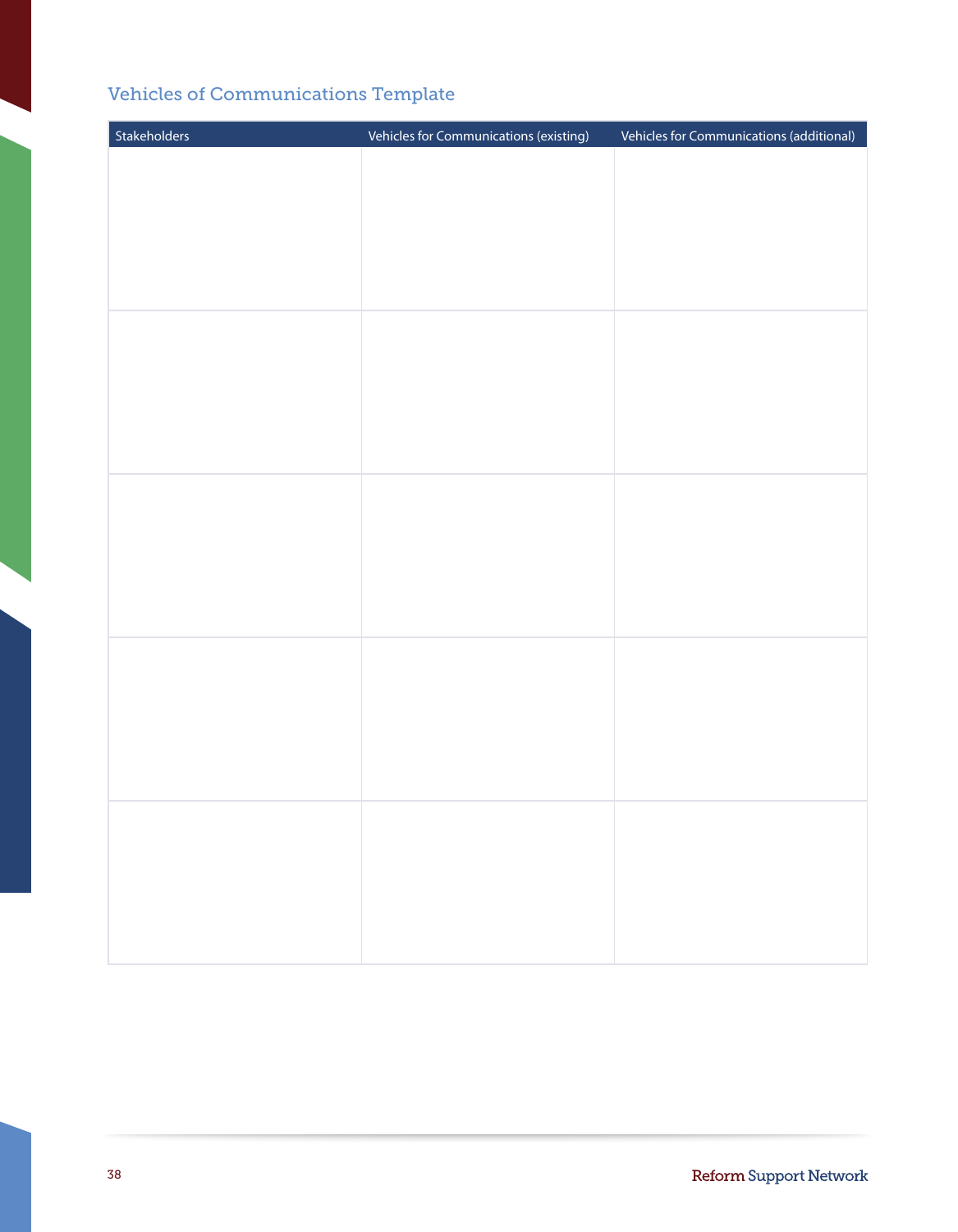## Vehicles of Communications Template

| Stakeholders | Vehicles for Communications (existing) | Vehicles for Communications (additional) |
|---|---|---|
| | | |
| | | |
| | | |
| | | |
| | | |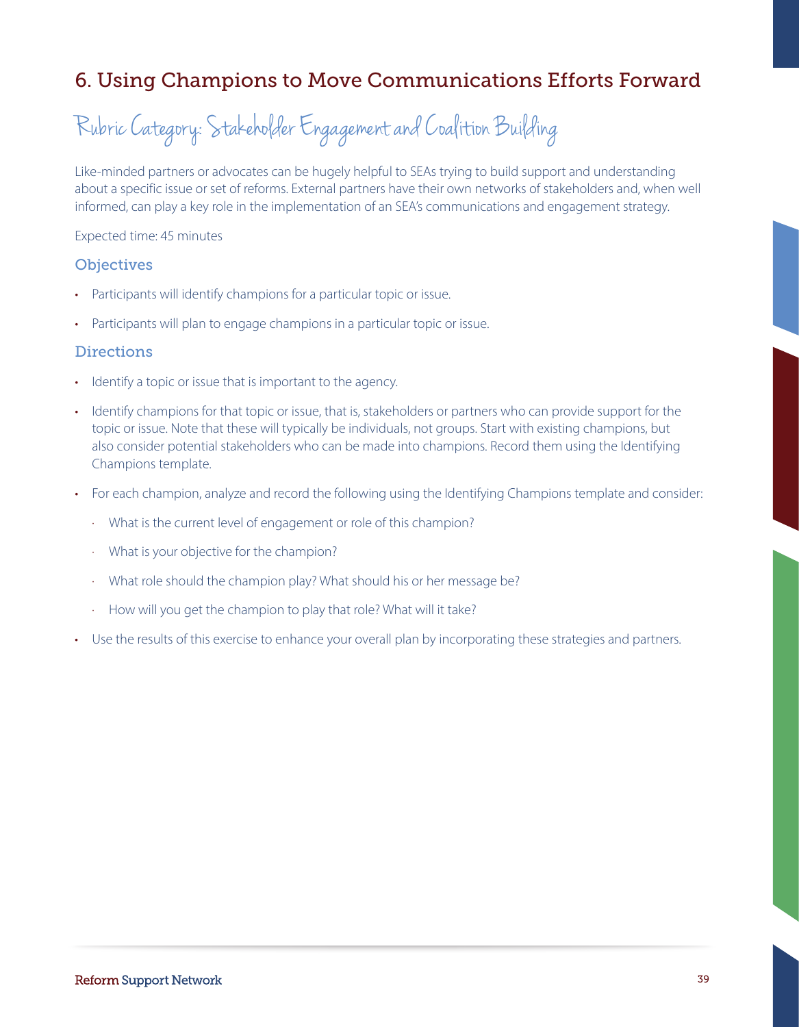## 6. Using Champions to Move Communications Efforts Forward

### Rubric Category: Stakeholder Engagement and Coalition Building

Like-minded partners or advocates can be hugely helpful to SEAs trying to build support and understanding about a specific issue or set of reforms. External partners have their own networks of stakeholders and, when well informed, can play a key role in the implementation of an SEA's communications and engagement strategy.

Expected time: 45 minutes

### Objectives

- Participants will identify champions for a particular topic or issue.
- Participants will plan to engage champions in a particular topic or issue.

### Directions

- Identify a topic or issue that is important to the agency.
- Identify champions for that topic or issue, that is, stakeholders or partners who can provide support for the topic or issue. Note that these will typically be individuals, not groups. Start with existing champions, but also consider potential stakeholders who can be made into champions. Record them using the Identifying Champions template.
- For each champion, analyze and record the following using the Identifying Champions template and consider:
  - What is the current level of engagement or role of this champion?
  - What is your objective for the champion?
  - What role should the champion play? What should his or her message be?
  - How will you get the champion to play that role? What will it take?
- Use the results of this exercise to enhance your overall plan by incorporating these strategies and partners.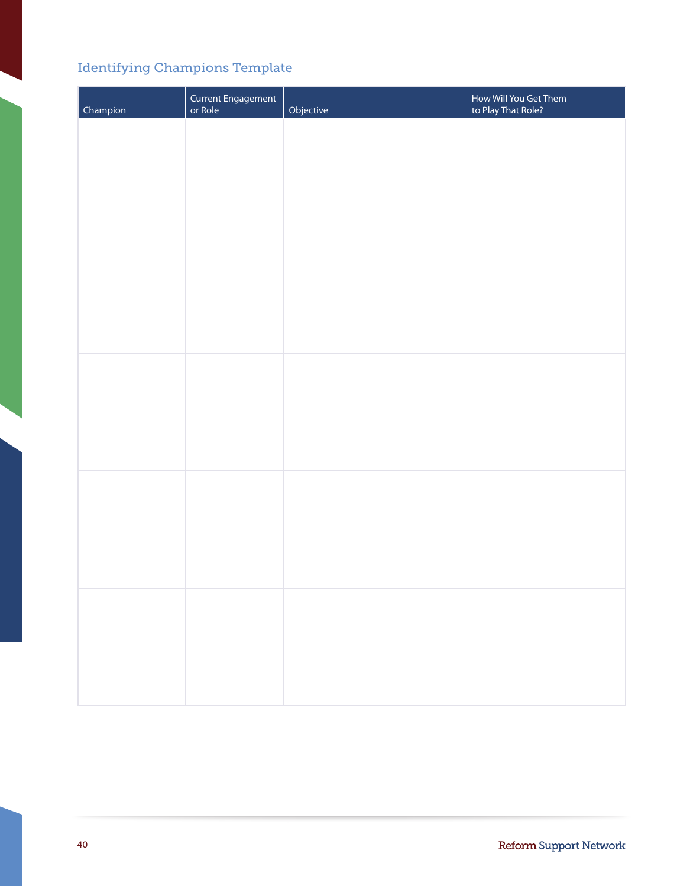## Identifying Champions Template

| Champion | Current Engagement or Role | Objective | How Will You Get Them to Play That Role? |
|---|---|---|---|
| | | | |
| | | | |
| | | | |
| | | | |
| | | | |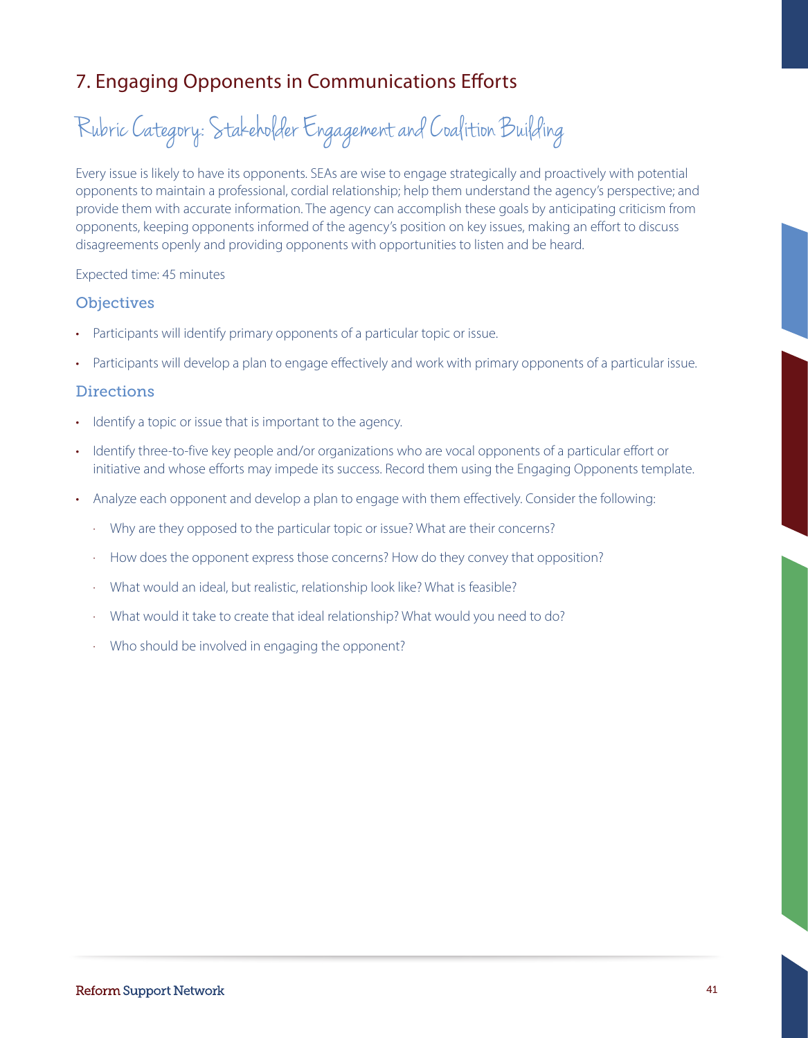## 7. Engaging Opponents in Communications Efforts

### Rubric Category: Stakeholder Engagement and Coalition Building

Every issue is likely to have its opponents. SEAs are wise to engage strategically and proactively with potential opponents to maintain a professional, cordial relationship; help them understand the agency's perspective; and provide them with accurate information. The agency can accomplish these goals by anticipating criticism from opponents, keeping opponents informed of the agency's position on key issues, making an effort to discuss disagreements openly and providing opponents with opportunities to listen and be heard.

Expected time: 45 minutes

#### Objectives

- Participants will identify primary opponents of a particular topic or issue.
- Participants will develop a plan to engage effectively and work with primary opponents of a particular issue.

#### Directions

- Identify a topic or issue that is important to the agency.
- Identify three-to-five key people and/or organizations who are vocal opponents of a particular effort or initiative and whose efforts may impede its success. Record them using the Engaging Opponents template.
- Analyze each opponent and develop a plan to engage with them effectively. Consider the following:
  - Why are they opposed to the particular topic or issue? What are their concerns?
  - How does the opponent express those concerns? How do they convey that opposition?
  - What would an ideal, but realistic, relationship look like? What is feasible?
  - What would it take to create that ideal relationship? What would you need to do?
  - Who should be involved in engaging the opponent?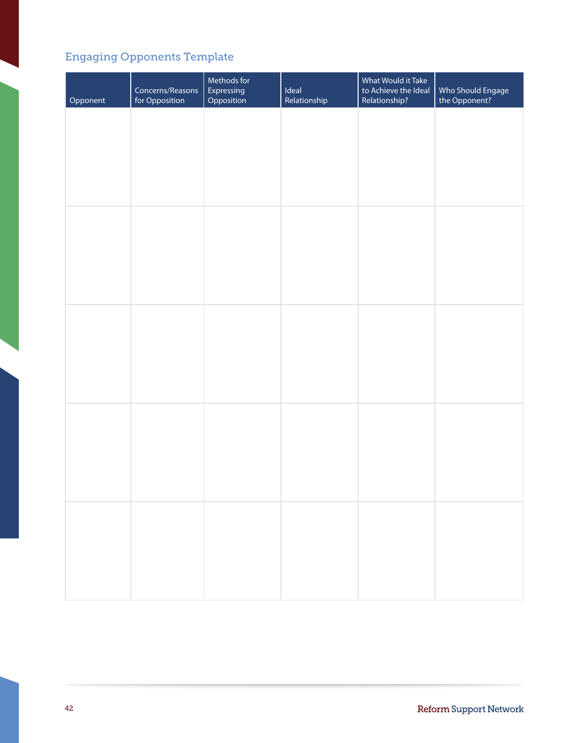## Engaging Opponents Template

| Opponent | Concerns/Reasons for Opposition | Methods for Expressing Opposition | Ideal Relationship | What Would it Take to Achieve the Ideal Relationship? | Who Should Engage the Opponent? |
|---|---|---|---|---|---|
| | | | | | |
| | | | | | |
| | | | | | |
| | | | | | |
| | | | | | |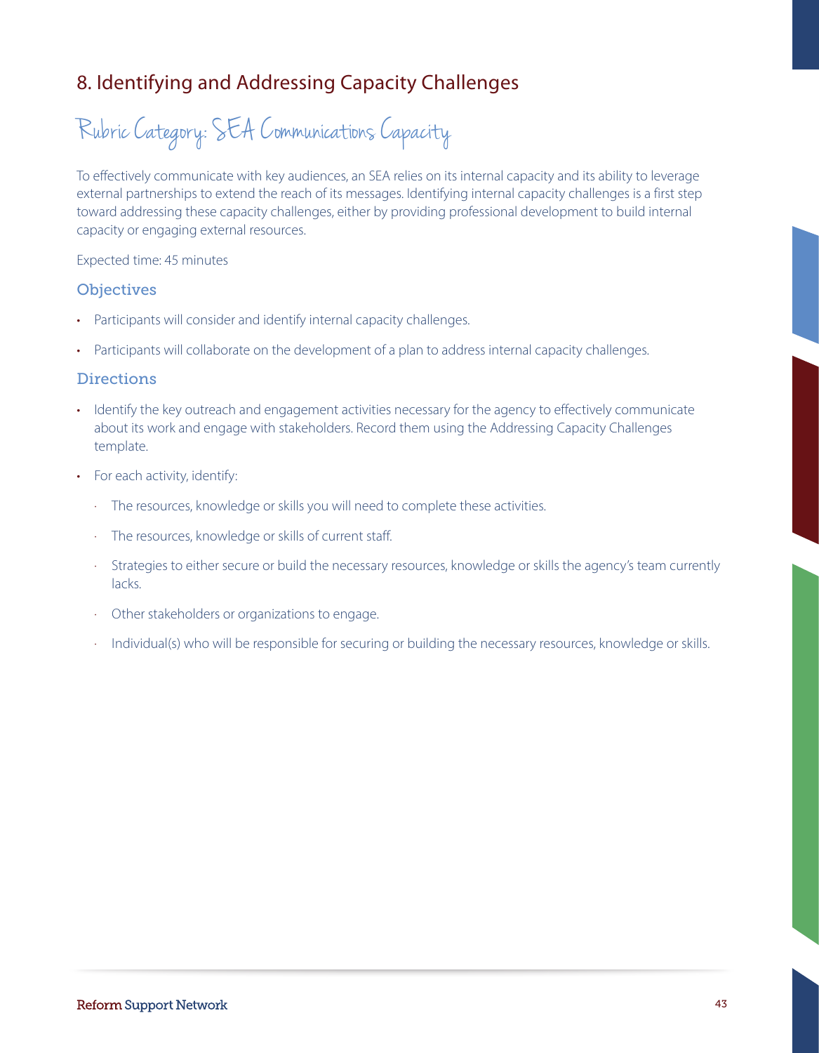## 8. Identifying and Addressing Capacity Challenges

### Rubric Category: SEA Communications Capacity

To effectively communicate with key audiences, an SEA relies on its internal capacity and its ability to leverage external partnerships to extend the reach of its messages. Identifying internal capacity challenges is a first step toward addressing these capacity challenges, either by providing professional development to build internal capacity or engaging external resources.

Expected time: 45 minutes

#### Objectives

- Participants will consider and identify internal capacity challenges.
- Participants will collaborate on the development of a plan to address internal capacity challenges.

#### Directions

- Identify the key outreach and engagement activities necessary for the agency to effectively communicate about its work and engage with stakeholders. Record them using the Addressing Capacity Challenges template.
- For each activity, identify:
  - The resources, knowledge or skills you will need to complete these activities.
  - The resources, knowledge or skills of current staff.
  - Strategies to either secure or build the necessary resources, knowledge or skills the agency's team currently lacks.
  - Other stakeholders or organizations to engage.
  - Individual(s) who will be responsible for securing or building the necessary resources, knowledge or skills.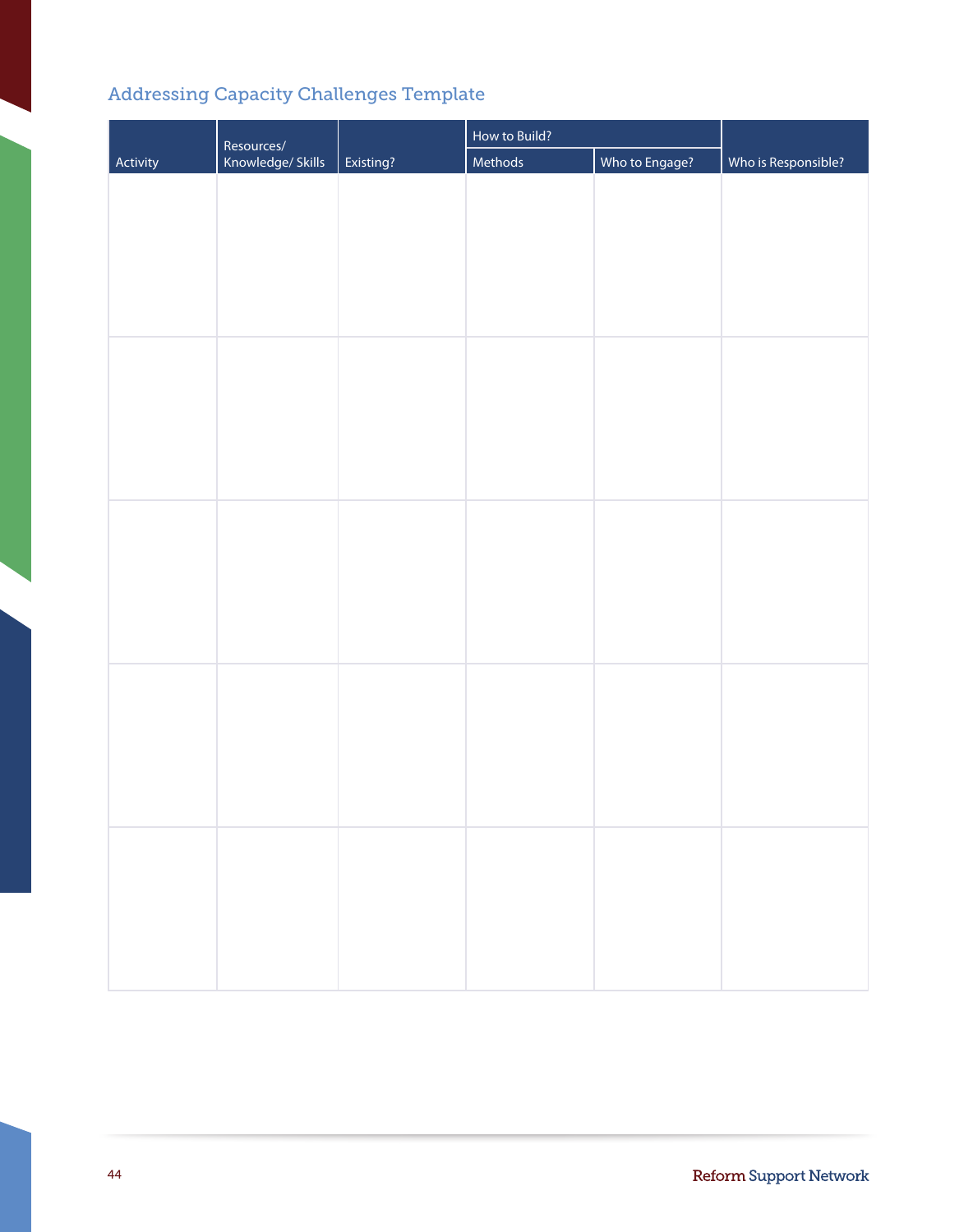## Addressing Capacity Challenges Template

| Activity | Resources/ Knowledge/ Skills | Existing? | How to Build? | | Who is Responsible? |
|---|---|---|---|---|---|
| | | | Methods | Who to Engage? | |
| | | | | | |
| | | | | | |
| | | | | | |
| | | | | | |
| | | | | | |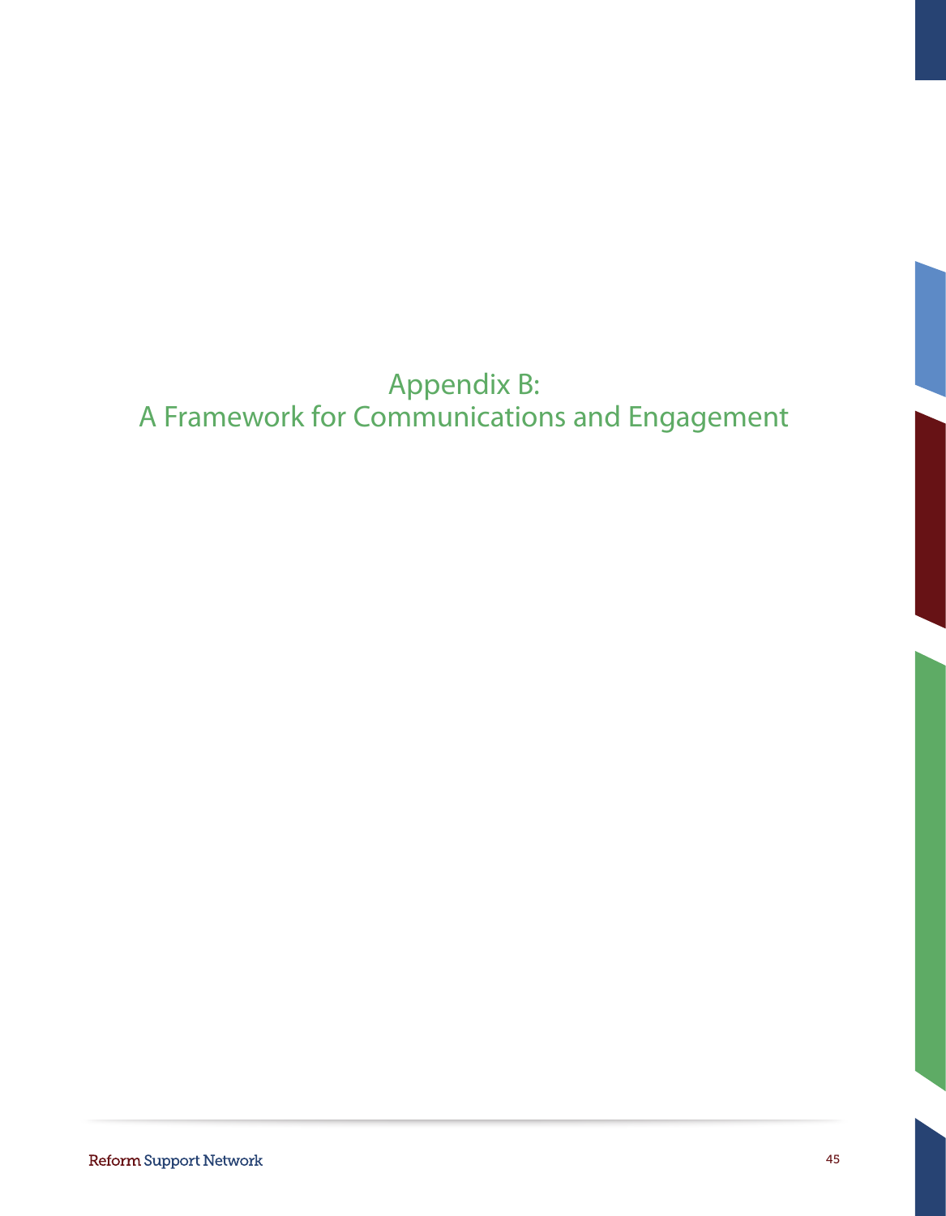# Appendix B:
# A Framework for Communications and Engagement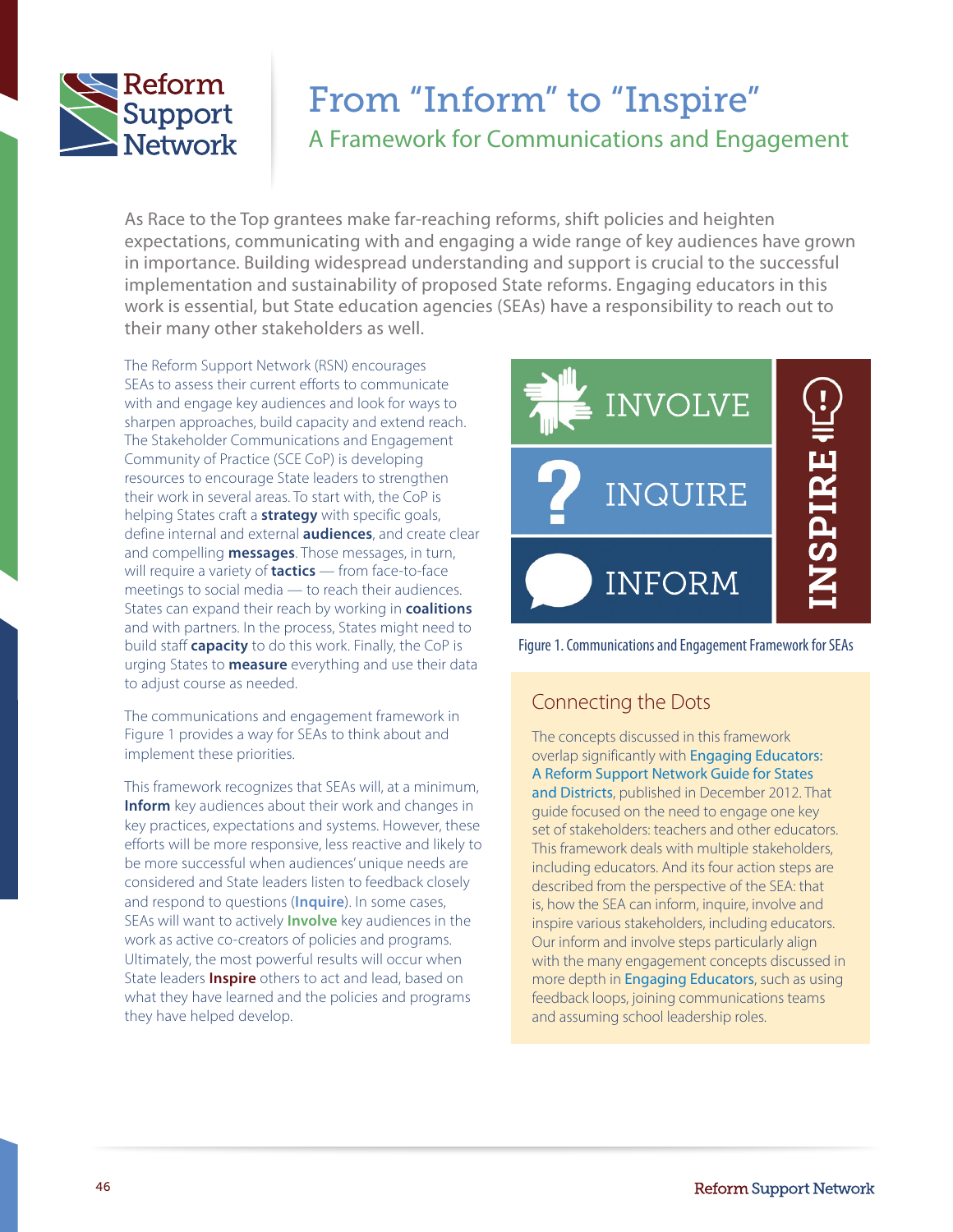# From "Inform" to "Inspire"

## A Framework for Communications and Engagement

As Race to the Top grantees make far-reaching reforms, shift policies and heighten expectations, communicating with and engaging a wide range of key audiences have grown in importance. Building widespread understanding and support is crucial to the successful implementation and sustainability of proposed State reforms. Engaging educators in this work is essential, but State education agencies (SEAs) have a responsibility to reach out to their many other stakeholders as well.

The Reform Support Network (RSN) encourages SEAs to assess their current efforts to communicate with and engage key audiences and look for ways to sharpen approaches, build capacity and extend reach. The Stakeholder Communications and Engagement Community of Practice (SCE CoP) is developing resources to encourage State leaders to strengthen their work in several areas. To start with, the CoP is helping States craft a **strategy** with specific goals, define internal and external **audiences**, and create clear and compelling **messages**. Those messages, in turn, will require a variety of **tactics** — from face-to-face meetings to social media — to reach their audiences. States can expand their reach by working in **coalitions** and with partners. In the process, States might need to build staff **capacity** to do this work. Finally, the CoP is urging States to **measure** everything and use their data to adjust course as needed.

The communications and engagement framework in Figure 1 provides a way for SEAs to think about and implement these priorities.

This framework recognizes that SEAs will, at a minimum, **Inform** key audiences about their work and changes in key practices, expectations and systems. However, these efforts will be more responsive, less reactive and likely to be more successful when audiences' unique needs are considered and State leaders listen to feedback closely and respond to questions (**Inquire**). In some cases, SEAs will want to actively **Involve** key audiences in the work as active co-creators of policies and programs. Ultimately, the most powerful results will occur when State leaders **Inspire** others to act and lead, based on what they have learned and the policies and programs they have helped develop.

INVOLVE

INQUIRE

INFORM

INSPIRE

Figure 1. Communications and Engagement Framework for SEAs

### Connecting the Dots

The concepts discussed in this framework overlap significantly with Engaging Educators: A Reform Support Network Guide for States and Districts, published in December 2012. That guide focused on the need to engage one key set of stakeholders: teachers and other educators. This framework deals with multiple stakeholders, including educators. And its four action steps are described from the perspective of the SEA: that is, how the SEA can inform, inquire, involve and inspire various stakeholders, including educators. Our inform and involve steps particularly align with the many engagement concepts discussed in more depth in Engaging Educators, such as using feedback loops, joining communications teams and assuming school leadership roles.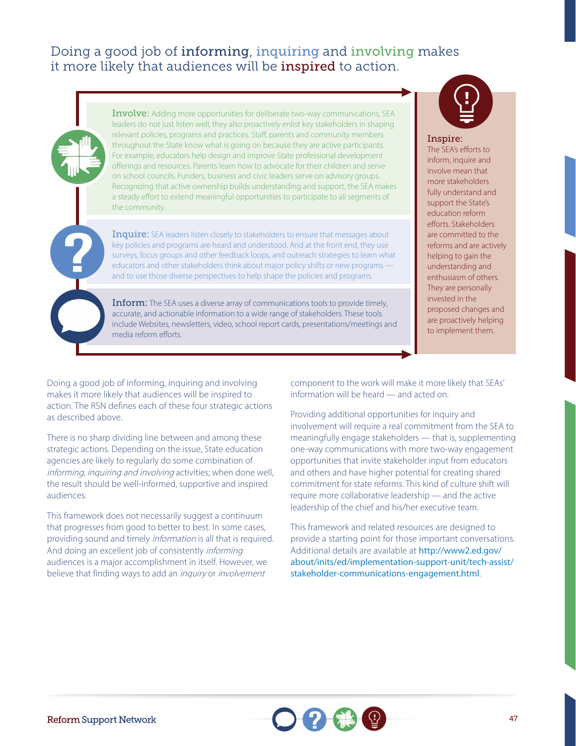## Doing a good job of informing, inquiring and involving makes it more likely that audiences will be inspired to action.

**Involve:** Adding more opportunities for deliberate two-way communications, SEA leaders do not just listen well, they also proactively enlist key stakeholders in shaping relevant policies, programs and practices. Staff, parents and community members throughout the State know what is going on because they are active participants. For example, educators help design and improve State professional development offerings and resources. Parents learn how to advocate for their children and serve on school councils. Funders, business and civic leaders serve on advisory groups. Recognizing that active ownership builds understanding and support, the SEA makes a steady effort to extend meaningful opportunities to participate to all segments of the community.

**Inquire:** SEA leaders listen closely to stakeholders to ensure that messages about key policies and programs are heard and understood. And at the front end, they use surveys, focus groups and other feedback loops, and outreach strategies to learn what educators and other stakeholders think about major policy shifts or new programs — and to use those diverse perspectives to help shape the policies and programs.

**Inform:** The SEA uses a diverse array of communications tools to provide timely, accurate, and actionable information to a wide range of stakeholders. These tools include Websites, newsletters, video, school report cards, presentations/meetings and media reform efforts.

**Inspire:** The SEA's efforts to inform, inquire and involve mean that more stakeholders fully understand and support the State's education reform efforts. Stakeholders are committed to the reforms and are actively helping to gain the understanding and enthusiasm of others. They are personally invested in the proposed changes and are proactively helping to implement them.

Doing a good job of informing, inquiring and involving makes it more likely that audiences will be inspired to action. The RSN defines each of these four strategic actions as described above.

There is no sharp dividing line between and among these strategic actions. Depending on the issue, State education agencies are likely to regularly do some combination of *informing, inquiring and involving* activities; when done well, the result should be well-informed, supportive and inspired audiences.

This framework does not necessarily suggest a continuum that progresses from good to better to best. In some cases, providing sound and timely *information* is all that is required. And doing an excellent job of consistently *informing* audiences is a major accomplishment in itself. However, we believe that finding ways to add an *inquiry* or *involvement* component to the work will make it more likely that SEAs' information will be heard — and acted on.

Providing additional opportunities for inquiry and involvement will require a real commitment from the SEA to meaningfully engage stakeholders — that is, supplementing one-way communications with more two-way engagement opportunities that invite stakeholder input from educators and others and have higher potential for creating shared commitment for state reforms. This kind of culture shift will require more collaborative leadership — and the active leadership of the chief and his/her executive team.

This framework and related resources are designed to provide a starting point for those important conversations. Additional details are available at http://www2.ed.gov/about/inits/ed/implementation-support-unit/tech-assist/stakeholder-communications-engagement.html.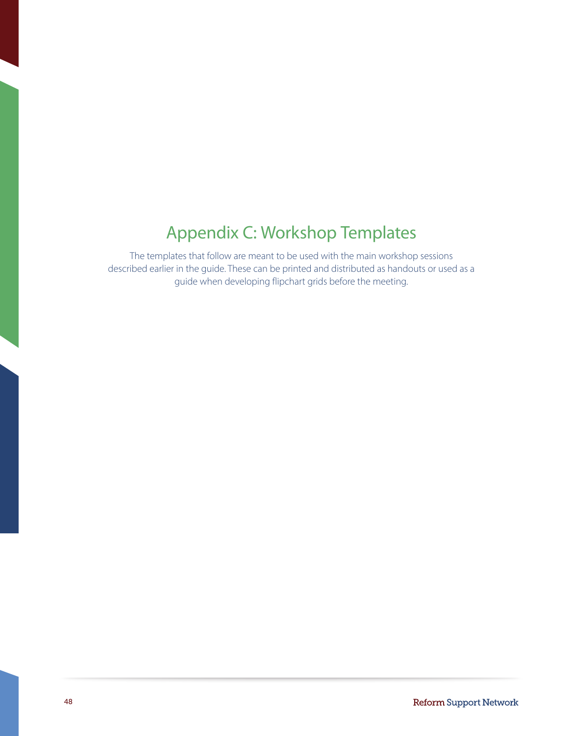# Appendix C: Workshop Templates

The templates that follow are meant to be used with the main workshop sessions described earlier in the guide. These can be printed and distributed as handouts or used as a guide when developing flipchart grids before the meeting.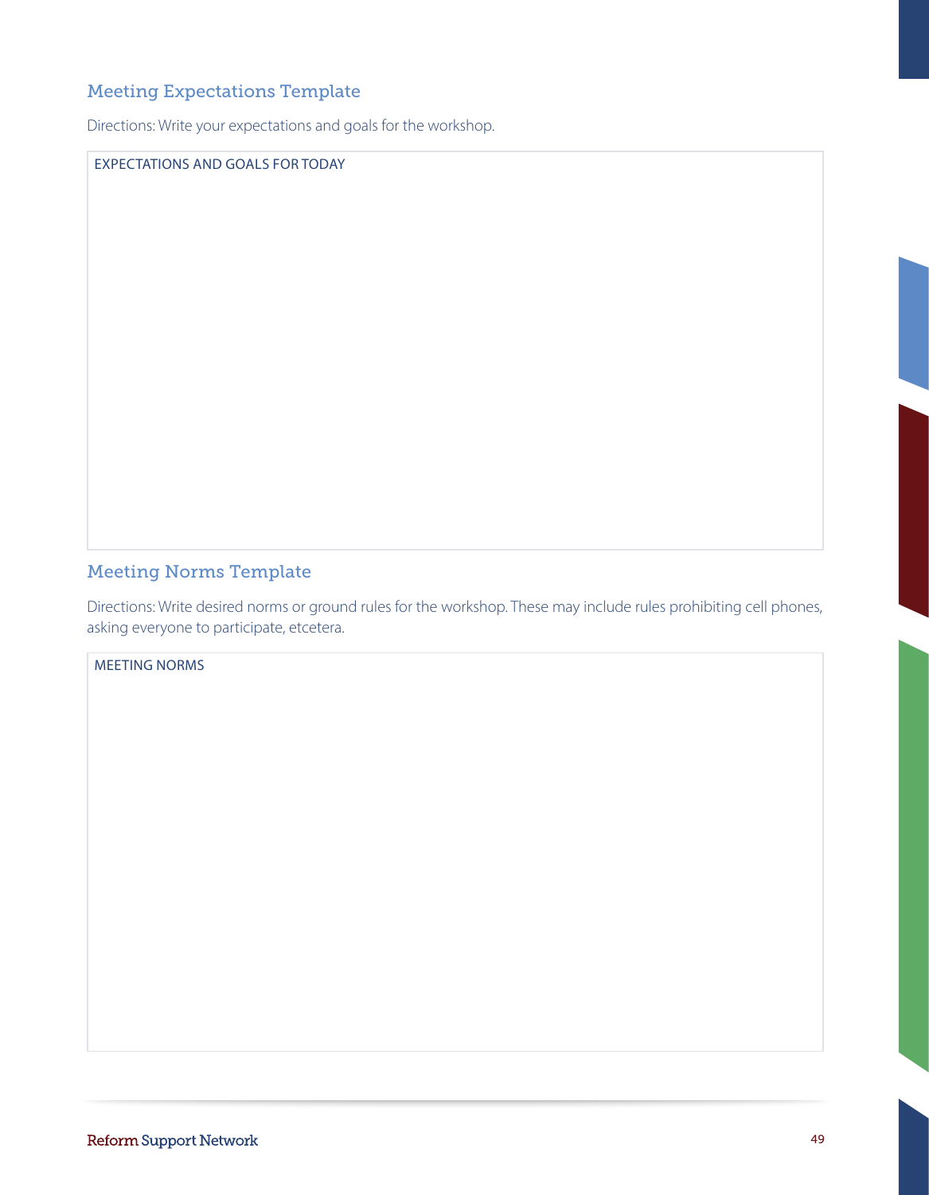## Meeting Expectations Template

Directions: Write your expectations and goals for the workshop.

| EXPECTATIONS AND GOALS FOR TODAY |
| --- |
| |

## Meeting Norms Template

Directions: Write desired norms or ground rules for the workshop. These may include rules prohibiting cell phones, asking everyone to participate, etcetera.

| MEETING NORMS |
| --- |
| |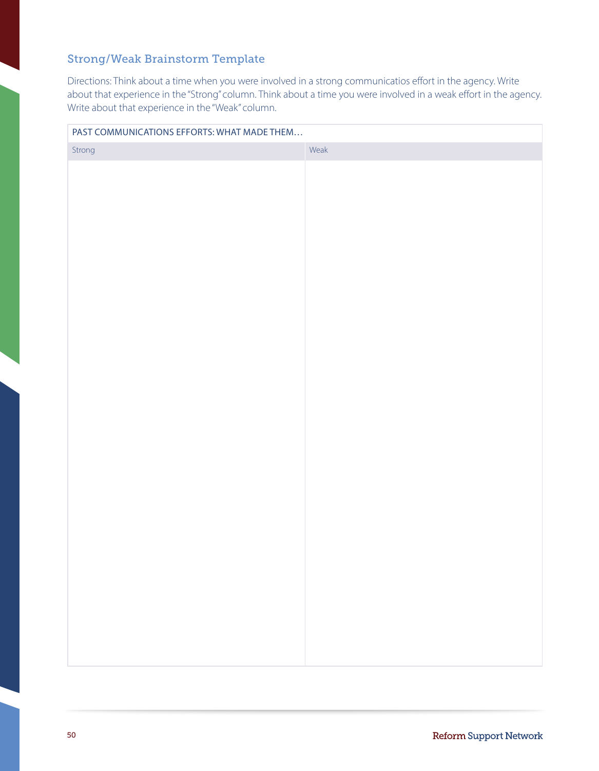## Strong/Weak Brainstorm Template

Directions: Think about a time when you were involved in a strong communicatios effort in the agency. Write about that experience in the "Strong" column. Think about a time you were involved in a weak effort in the agency. Write about that experience in the "Weak" column.

| PAST COMMUNICATIONS EFFORTS: WHAT MADE THEM… | |
|---|---|
| Strong | Weak |
| | |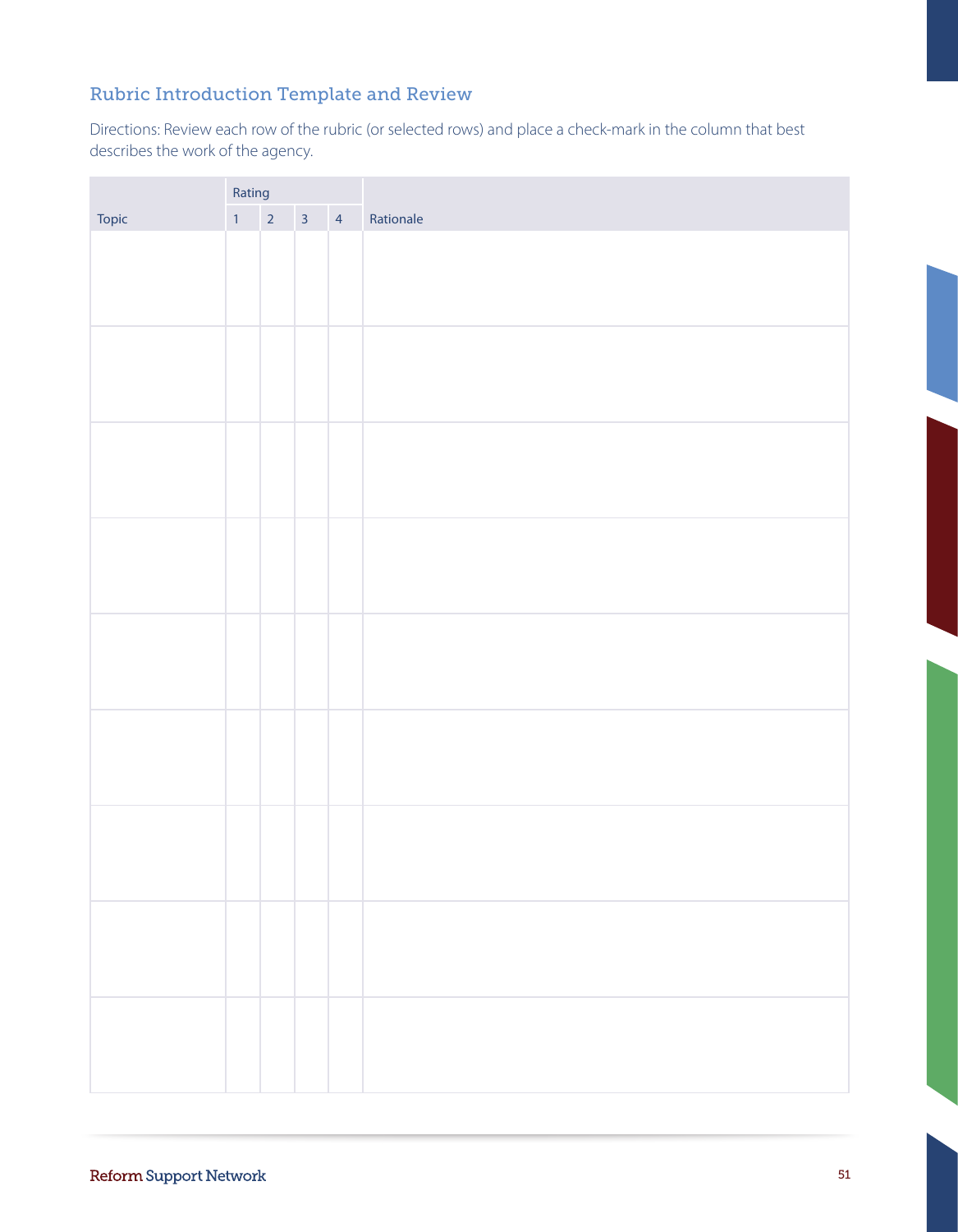## Rubric Introduction Template and Review

Directions: Review each row of the rubric (or selected rows) and place a check-mark in the column that best describes the work of the agency.

| | Rating | | | | |
|---|---|---|---|---|---|
| Topic | 1 | 2 | 3 | 4 | Rationale |
| | | | | | |
| | | | | | |
| | | | | | |
| | | | | | |
| | | | | | |
| | | | | | |
| | | | | | |
| | | | | | |
| | | | | | |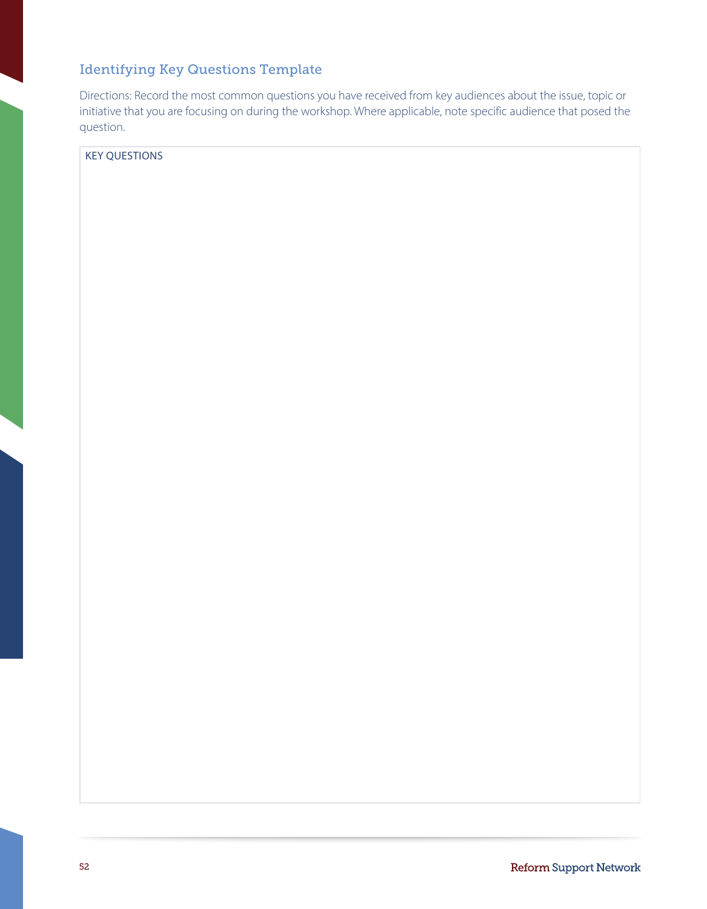## Identifying Key Questions Template

Directions: Record the most common questions you have received from key audiences about the issue, topic or initiative that you are focusing on during the workshop. Where applicable, note specific audience that posed the question.

| KEY QUESTIONS |
| --- |
| |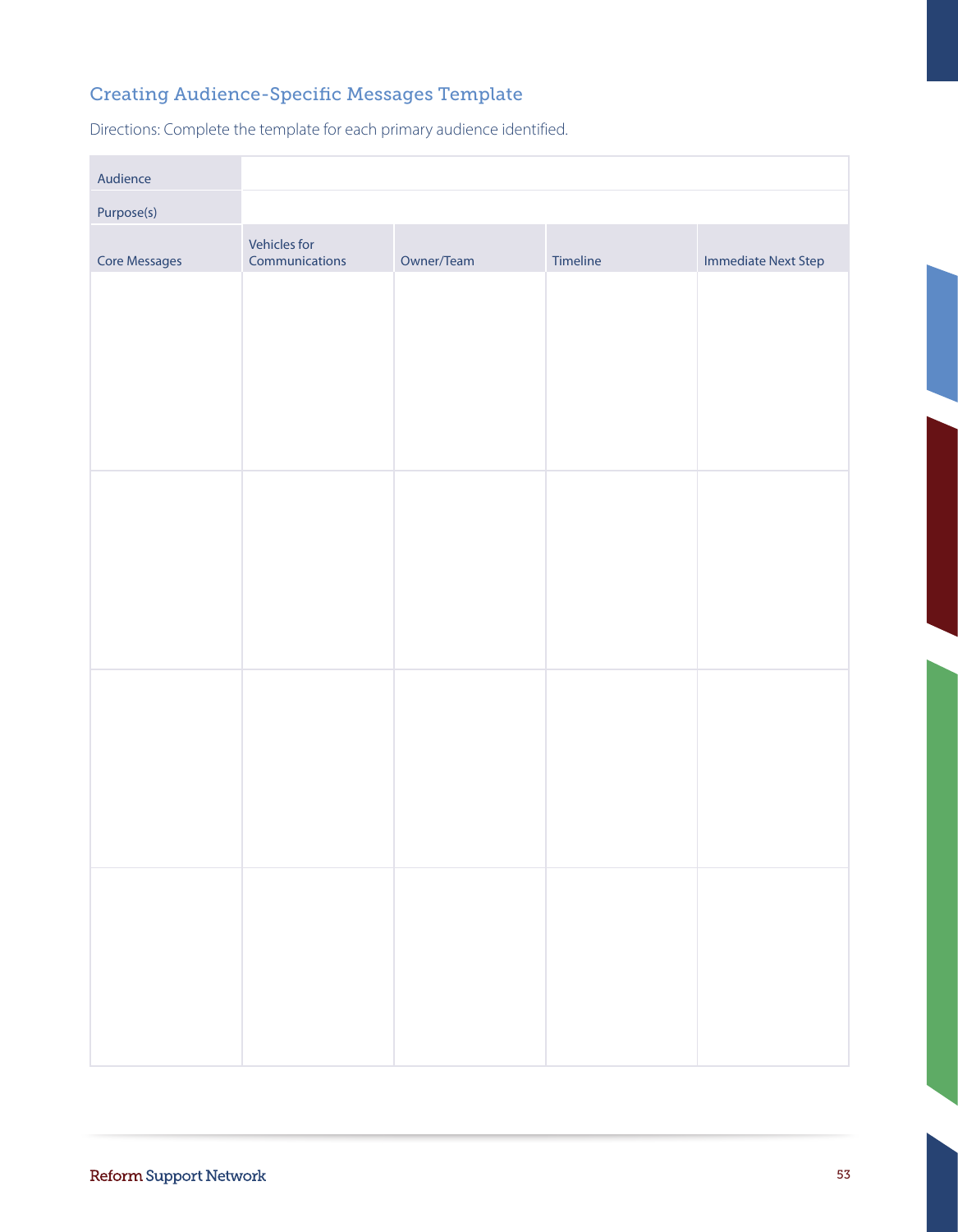## Creating Audience-Specific Messages Template

Directions: Complete the template for each primary audience identified.

| | | | | |
|---|---|---|---|---|
| Audience | | | | |
| Purpose(s) | | | | |
| Core Messages | Vehicles for Communications | Owner/Team | Timeline | Immediate Next Step |
| | | | | |
| | | | | |
| | | | | |
| | | | | |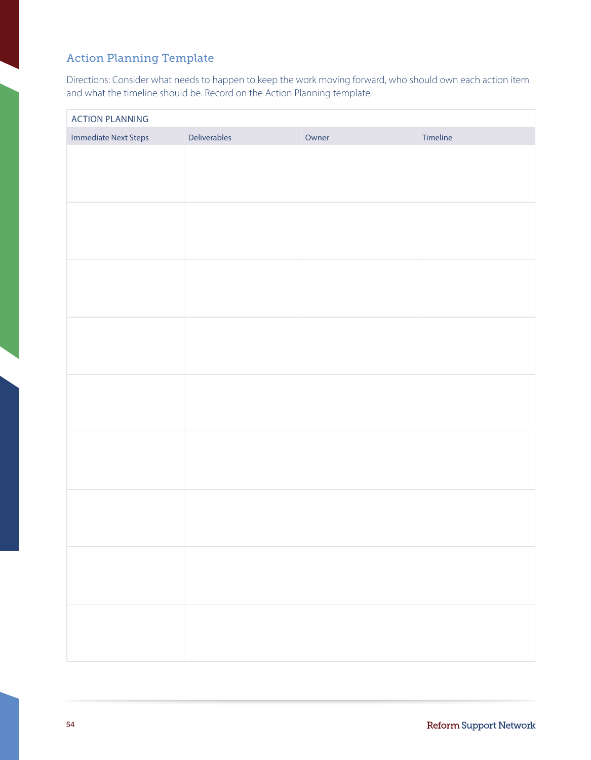## Action Planning Template

Directions: Consider what needs to happen to keep the work moving forward, who should own each action item and what the timeline should be. Record on the Action Planning template.

| ACTION PLANNING | | | |
|---|---|---|---|
| Immediate Next Steps | Deliverables | Owner | Timeline |
| | | | |
| | | | |
| | | | |
| | | | |
| | | | |
| | | | |
| | | | |
| | | | |
| | | | |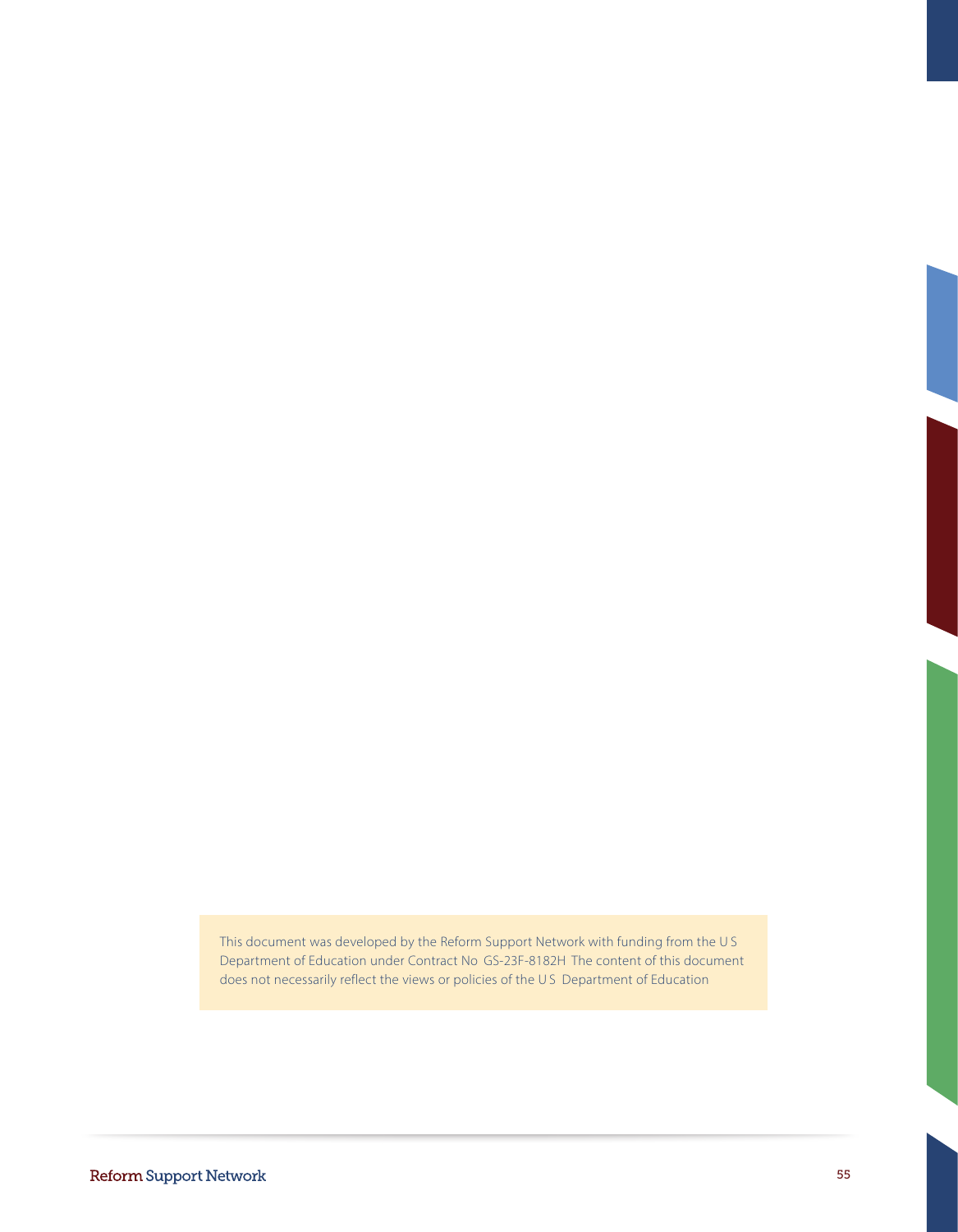This document was developed by the Reform Support Network with funding from the U S Department of Education under Contract No GS-23F-8182H The content of this document does not necessarily reflect the views or policies of the U S Department of Education